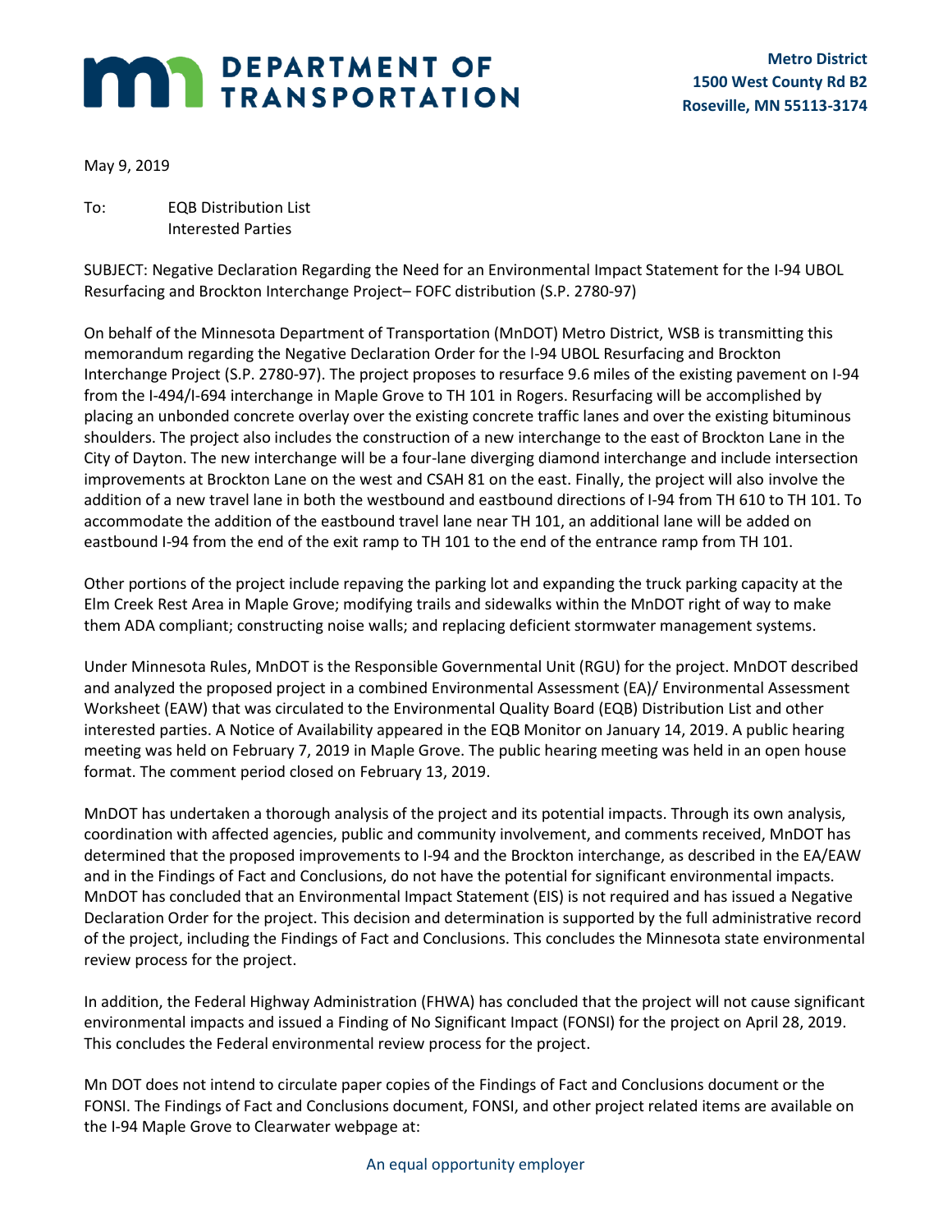# DEPARTMENT OF TRANSPORTATION

**Metro District**
**1500 West County Rd B2**
**Roseville, MN 55113-3174**

May 9, 2019

To: EQB Distribution List
Interested Parties

SUBJECT: Negative Declaration Regarding the Need for an Environmental Impact Statement for the I-94 UBOL Resurfacing and Brockton Interchange Project– FOFC distribution (S.P. 2780-97)

On behalf of the Minnesota Department of Transportation (MnDOT) Metro District, WSB is transmitting this memorandum regarding the Negative Declaration Order for the I-94 UBOL Resurfacing and Brockton Interchange Project (S.P. 2780-97). The project proposes to resurface 9.6 miles of the existing pavement on I-94 from the I-494/I-694 interchange in Maple Grove to TH 101 in Rogers. Resurfacing will be accomplished by placing an unbonded concrete overlay over the existing concrete traffic lanes and over the existing bituminous shoulders. The project also includes the construction of a new interchange to the east of Brockton Lane in the City of Dayton. The new interchange will be a four-lane diverging diamond interchange and include intersection improvements at Brockton Lane on the west and CSAH 81 on the east. Finally, the project will also involve the addition of a new travel lane in both the westbound and eastbound directions of I-94 from TH 610 to TH 101. To accommodate the addition of the eastbound travel lane near TH 101, an additional lane will be added on eastbound I-94 from the end of the exit ramp to TH 101 to the end of the entrance ramp from TH 101.

Other portions of the project include repaving the parking lot and expanding the truck parking capacity at the Elm Creek Rest Area in Maple Grove; modifying trails and sidewalks within the MnDOT right of way to make them ADA compliant; constructing noise walls; and replacing deficient stormwater management systems.

Under Minnesota Rules, MnDOT is the Responsible Governmental Unit (RGU) for the project. MnDOT described and analyzed the proposed project in a combined Environmental Assessment (EA)/ Environmental Assessment Worksheet (EAW) that was circulated to the Environmental Quality Board (EQB) Distribution List and other interested parties. A Notice of Availability appeared in the EQB Monitor on January 14, 2019. A public hearing meeting was held on February 7, 2019 in Maple Grove. The public hearing meeting was held in an open house format. The comment period closed on February 13, 2019.

MnDOT has undertaken a thorough analysis of the project and its potential impacts. Through its own analysis, coordination with affected agencies, public and community involvement, and comments received, MnDOT has determined that the proposed improvements to I-94 and the Brockton interchange, as described in the EA/EAW and in the Findings of Fact and Conclusions, do not have the potential for significant environmental impacts. MnDOT has concluded that an Environmental Impact Statement (EIS) is not required and has issued a Negative Declaration Order for the project. This decision and determination is supported by the full administrative record of the project, including the Findings of Fact and Conclusions. This concludes the Minnesota state environmental review process for the project.

In addition, the Federal Highway Administration (FHWA) has concluded that the project will not cause significant environmental impacts and issued a Finding of No Significant Impact (FONSI) for the project on April 28, 2019. This concludes the Federal environmental review process for the project.

Mn DOT does not intend to circulate paper copies of the Findings of Fact and Conclusions document or the FONSI. The Findings of Fact and Conclusions document, FONSI, and other project related items are available on the I-94 Maple Grove to Clearwater webpage at:

An equal opportunity employer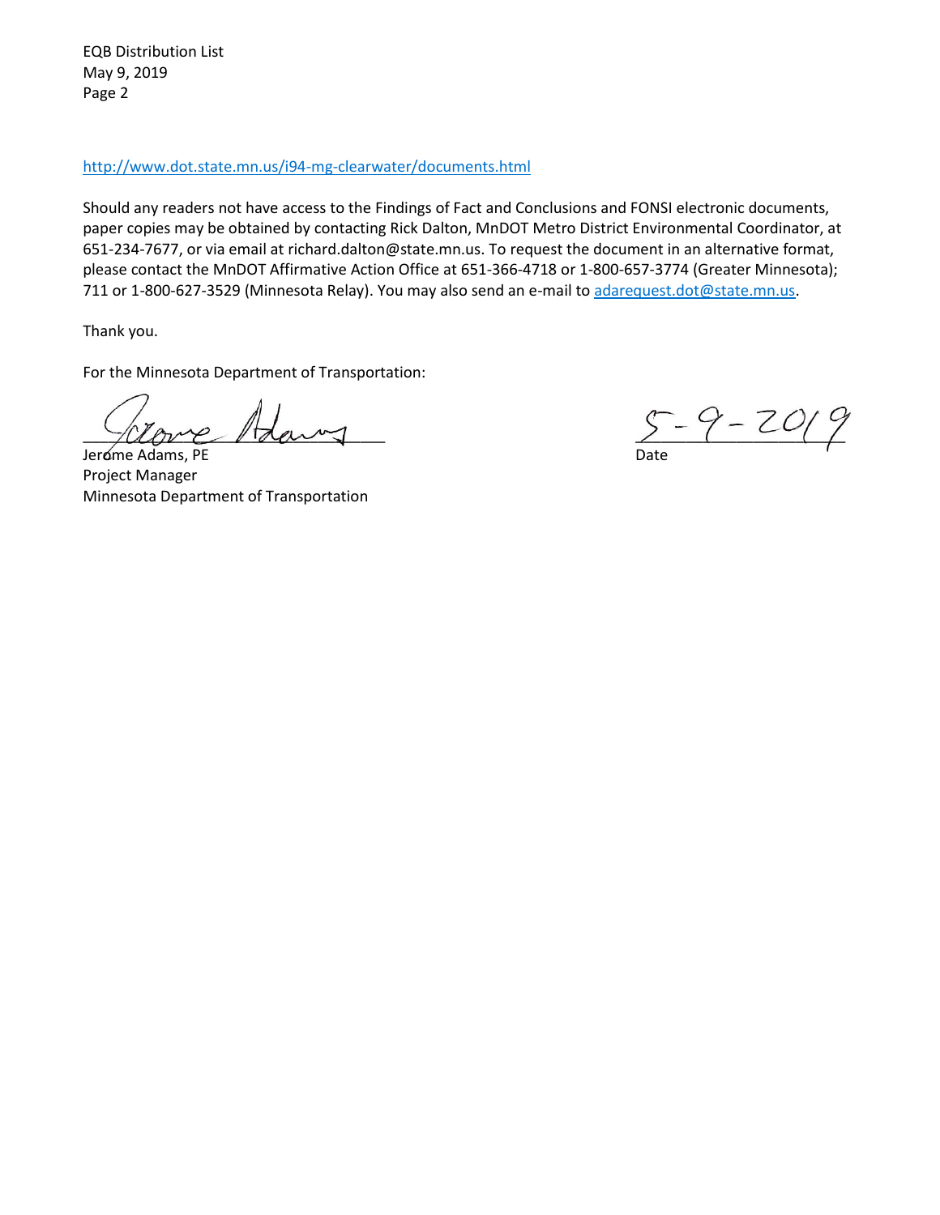http://www.dot.state.mn.us/i94-mg-clearwater/documents.html

Should any readers not have access to the Findings of Fact and Conclusions and FONSI electronic documents, paper copies may be obtained by contacting Rick Dalton, MnDOT Metro District Environmental Coordinator, at 651-234-7677, or via email at richard.dalton@state.mn.us. To request the document in an alternative format, please contact the MnDOT Affirmative Action Office at 651-366-4718 or 1-800-657-3774 (Greater Minnesota); 711 or 1-800-627-3529 (Minnesota Relay). You may also send an e-mail to adarequest.dot@state.mn.us.

Thank you.

For the Minnesota Department of Transportation:

Jerome Adams, PE
Project Manager
Minnesota Department of Transportation

5-9-2019
Date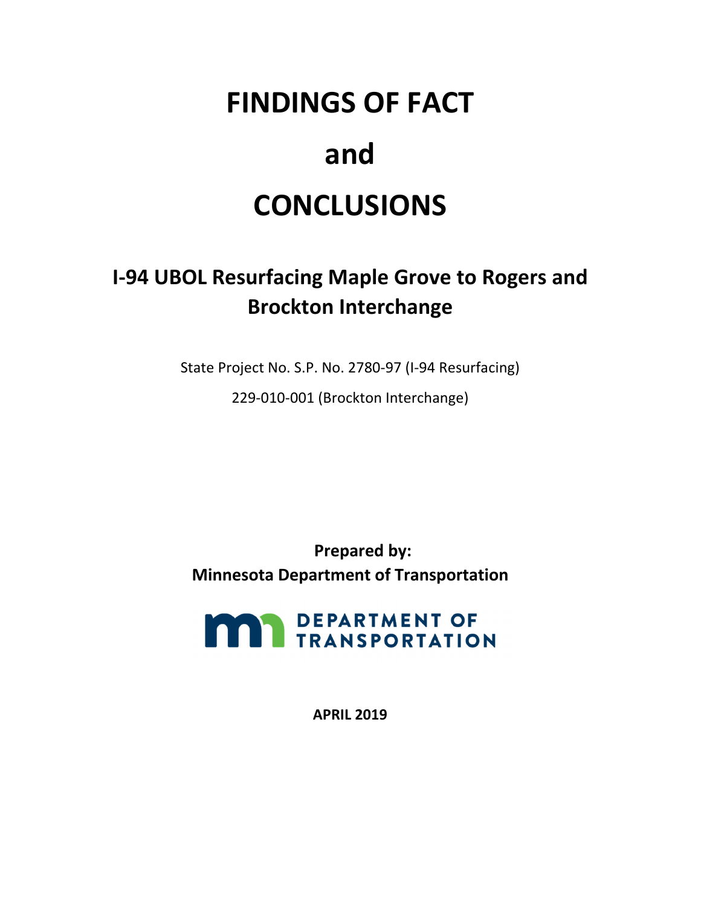# FINDINGS OF FACT

# and

# CONCLUSIONS

## I-94 UBOL Resurfacing Maple Grove to Rogers and Brockton Interchange

State Project No. S.P. No. 2780-97 (I-94 Resurfacing)

229-010-001 (Brockton Interchange)

**Prepared by:**
**Minnesota Department of Transportation**

DEPARTMENT OF TRANSPORTATION

**APRIL 2019**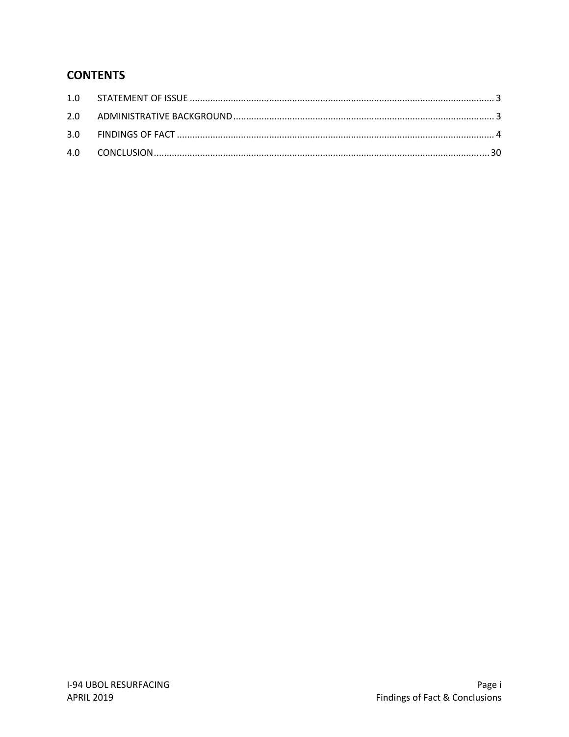## CONTENTS

| | | |
|---|---|---|
| 1.0 | STATEMENT OF ISSUE | 3 |
| 2.0 | ADMINISTRATIVE BACKGROUND | 3 |
| 3.0 | FINDINGS OF FACT | 4 |
| 4.0 | CONCLUSION | 30 |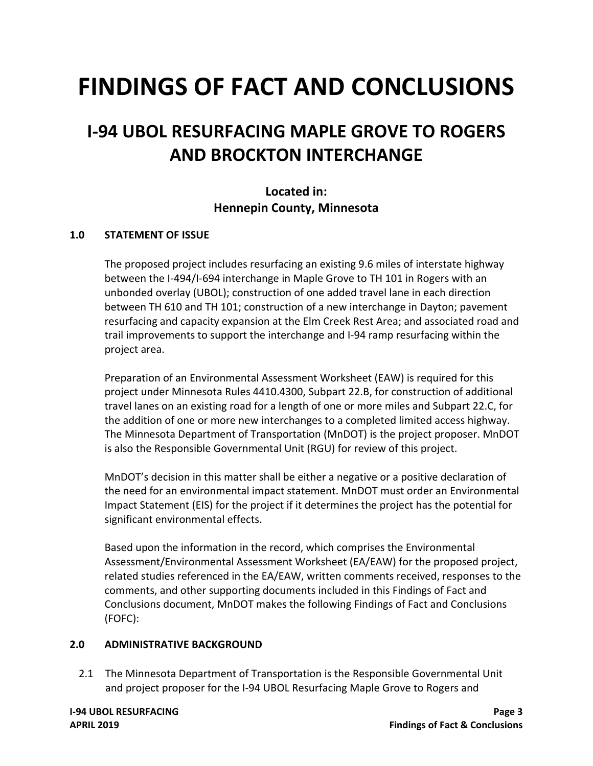# FINDINGS OF FACT AND CONCLUSIONS

## I-94 UBOL RESURFACING MAPLE GROVE TO ROGERS AND BROCKTON INTERCHANGE

**Located in:**
**Hennepin County, Minnesota**

### 1.0 STATEMENT OF ISSUE

The proposed project includes resurfacing an existing 9.6 miles of interstate highway between the I-494/I-694 interchange in Maple Grove to TH 101 in Rogers with an unbonded overlay (UBOL); construction of one added travel lane in each direction between TH 610 and TH 101; construction of a new interchange in Dayton; pavement resurfacing and capacity expansion at the Elm Creek Rest Area; and associated road and trail improvements to support the interchange and I-94 ramp resurfacing within the project area.

Preparation of an Environmental Assessment Worksheet (EAW) is required for this project under Minnesota Rules 4410.4300, Subpart 22.B, for construction of additional travel lanes on an existing road for a length of one or more miles and Subpart 22.C, for the addition of one or more new interchanges to a completed limited access highway. The Minnesota Department of Transportation (MnDOT) is the project proposer. MnDOT is also the Responsible Governmental Unit (RGU) for review of this project.

MnDOT's decision in this matter shall be either a negative or a positive declaration of the need for an environmental impact statement. MnDOT must order an Environmental Impact Statement (EIS) for the project if it determines the project has the potential for significant environmental effects.

Based upon the information in the record, which comprises the Environmental Assessment/Environmental Assessment Worksheet (EA/EAW) for the proposed project, related studies referenced in the EA/EAW, written comments received, responses to the comments, and other supporting documents included in this Findings of Fact and Conclusions document, MnDOT makes the following Findings of Fact and Conclusions (FOFC):

### 2.0 ADMINISTRATIVE BACKGROUND

2.1 The Minnesota Department of Transportation is the Responsible Governmental Unit and project proposer for the I-94 UBOL Resurfacing Maple Grove to Rogers and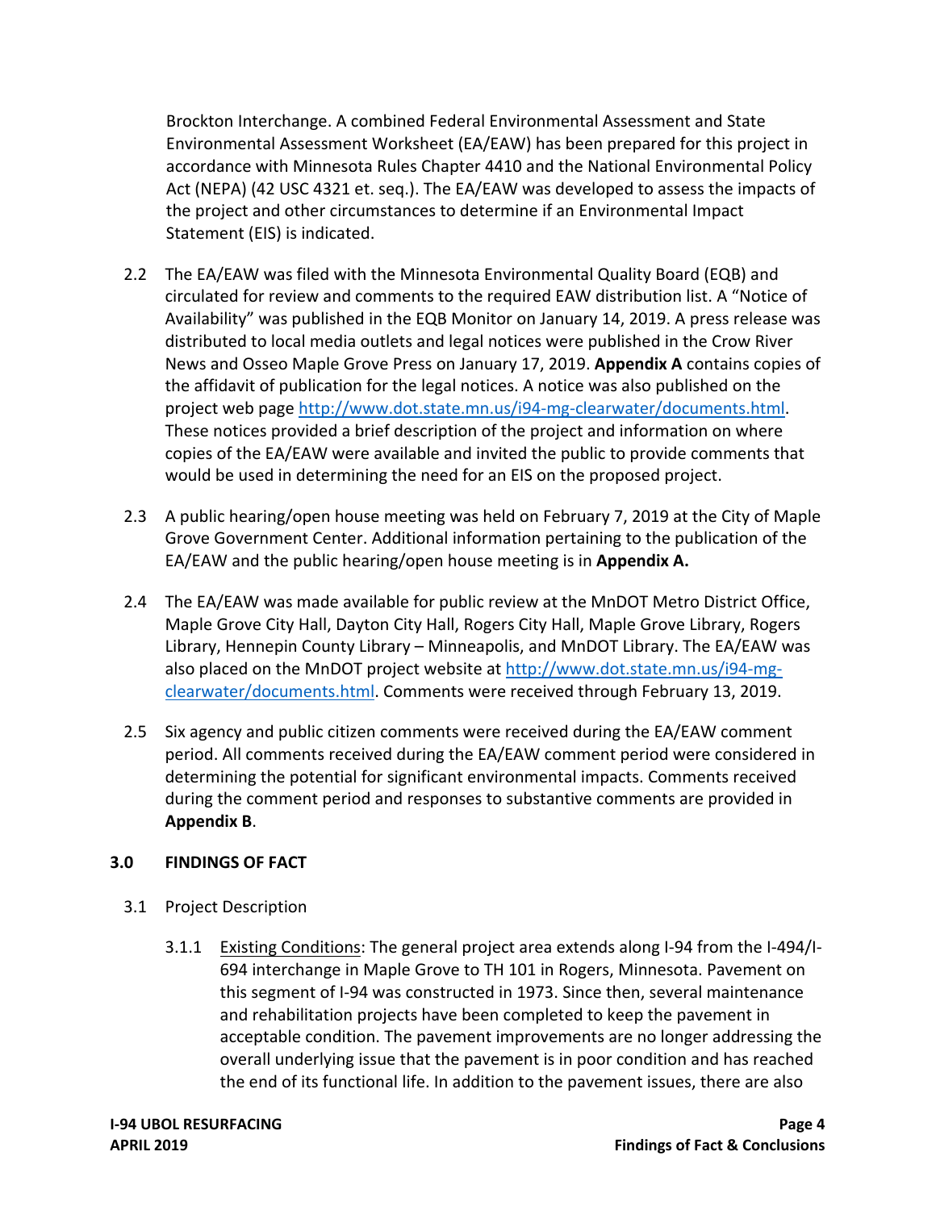Brockton Interchange. A combined Federal Environmental Assessment and State Environmental Assessment Worksheet (EA/EAW) has been prepared for this project in accordance with Minnesota Rules Chapter 4410 and the National Environmental Policy Act (NEPA) (42 USC 4321 et. seq.). The EA/EAW was developed to assess the impacts of the project and other circumstances to determine if an Environmental Impact Statement (EIS) is indicated.

2.2 The EA/EAW was filed with the Minnesota Environmental Quality Board (EQB) and circulated for review and comments to the required EAW distribution list. A "Notice of Availability" was published in the EQB Monitor on January 14, 2019. A press release was distributed to local media outlets and legal notices were published in the Crow River News and Osseo Maple Grove Press on January 17, 2019. **Appendix A** contains copies of the affidavit of publication for the legal notices. A notice was also published on the project web page http://www.dot.state.mn.us/i94-mg-clearwater/documents.html. These notices provided a brief description of the project and information on where copies of the EA/EAW were available and invited the public to provide comments that would be used in determining the need for an EIS on the proposed project.

2.3 A public hearing/open house meeting was held on February 7, 2019 at the City of Maple Grove Government Center. Additional information pertaining to the publication of the EA/EAW and the public hearing/open house meeting is in **Appendix A.**

2.4 The EA/EAW was made available for public review at the MnDOT Metro District Office, Maple Grove City Hall, Dayton City Hall, Rogers City Hall, Maple Grove Library, Rogers Library, Hennepin County Library – Minneapolis, and MnDOT Library. The EA/EAW was also placed on the MnDOT project website at http://www.dot.state.mn.us/i94-mg-clearwater/documents.html. Comments were received through February 13, 2019.

2.5 Six agency and public citizen comments were received during the EA/EAW comment period. All comments received during the EA/EAW comment period were considered in determining the potential for significant environmental impacts. Comments received during the comment period and responses to substantive comments are provided in **Appendix B**.

## 3.0 FINDINGS OF FACT

3.1 Project Description

3.1.1 Existing Conditions: The general project area extends along I-94 from the I-494/I-694 interchange in Maple Grove to TH 101 in Rogers, Minnesota. Pavement on this segment of I-94 was constructed in 1973. Since then, several maintenance and rehabilitation projects have been completed to keep the pavement in acceptable condition. The pavement improvements are no longer addressing the overall underlying issue that the pavement is in poor condition and has reached the end of its functional life. In addition to the pavement issues, there are also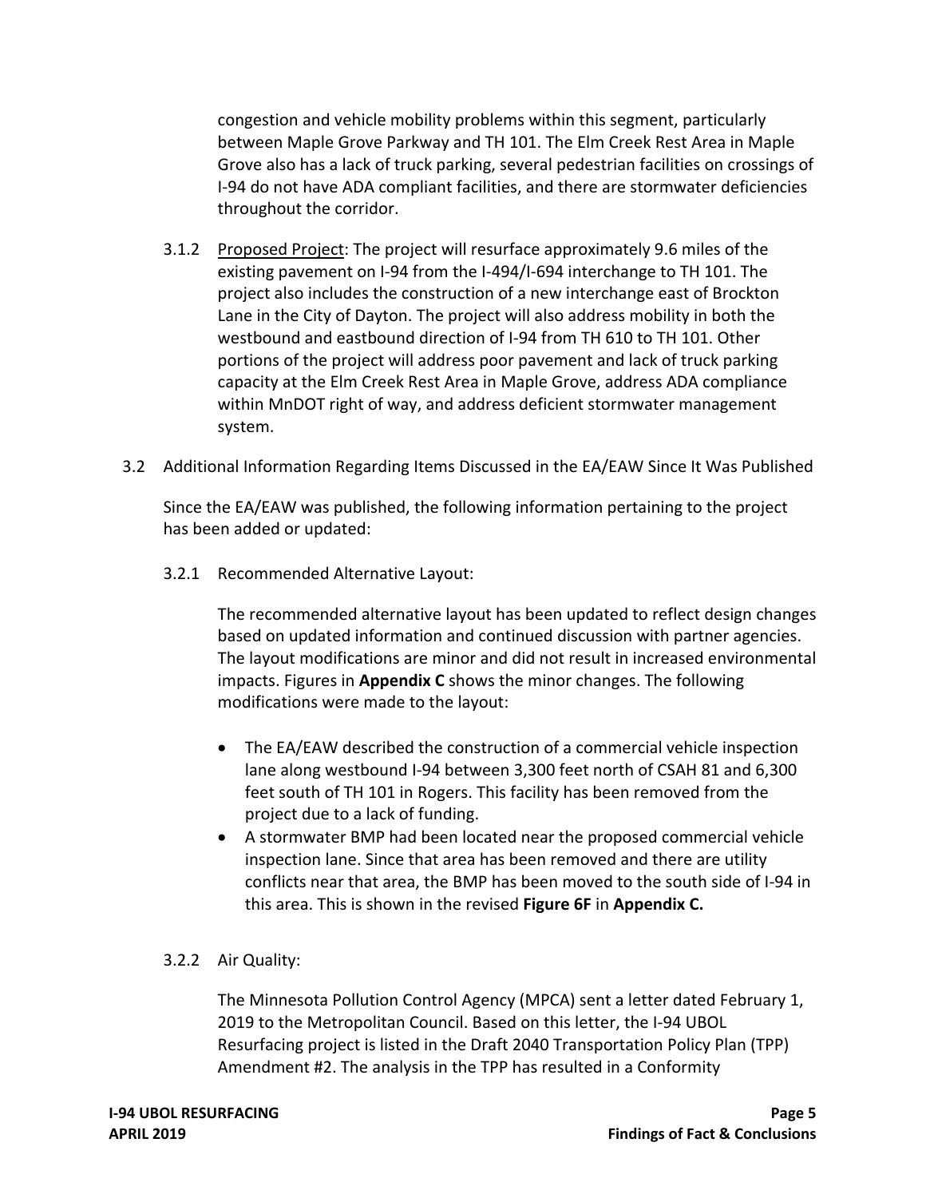congestion and vehicle mobility problems within this segment, particularly between Maple Grove Parkway and TH 101. The Elm Creek Rest Area in Maple Grove also has a lack of truck parking, several pedestrian facilities on crossings of I-94 do not have ADA compliant facilities, and there are stormwater deficiencies throughout the corridor.

3.1.2 Proposed Project: The project will resurface approximately 9.6 miles of the existing pavement on I-94 from the I-494/I-694 interchange to TH 101. The project also includes the construction of a new interchange east of Brockton Lane in the City of Dayton. The project will also address mobility in both the westbound and eastbound direction of I-94 from TH 610 to TH 101. Other portions of the project will address poor pavement and lack of truck parking capacity at the Elm Creek Rest Area in Maple Grove, address ADA compliance within MnDOT right of way, and address deficient stormwater management system.

3.2 Additional Information Regarding Items Discussed in the EA/EAW Since It Was Published

Since the EA/EAW was published, the following information pertaining to the project has been added or updated:

3.2.1 Recommended Alternative Layout:

The recommended alternative layout has been updated to reflect design changes based on updated information and continued discussion with partner agencies. The layout modifications are minor and did not result in increased environmental impacts. Figures in **Appendix C** shows the minor changes. The following modifications were made to the layout:

- The EA/EAW described the construction of a commercial vehicle inspection lane along westbound I-94 between 3,300 feet north of CSAH 81 and 6,300 feet south of TH 101 in Rogers. This facility has been removed from the project due to a lack of funding.
- A stormwater BMP had been located near the proposed commercial vehicle inspection lane. Since that area has been removed and there are utility conflicts near that area, the BMP has been moved to the south side of I-94 in this area. This is shown in the revised **Figure 6F** in **Appendix C.**

3.2.2 Air Quality:

The Minnesota Pollution Control Agency (MPCA) sent a letter dated February 1, 2019 to the Metropolitan Council. Based on this letter, the I-94 UBOL Resurfacing project is listed in the Draft 2040 Transportation Policy Plan (TPP) Amendment #2. The analysis in the TPP has resulted in a Conformity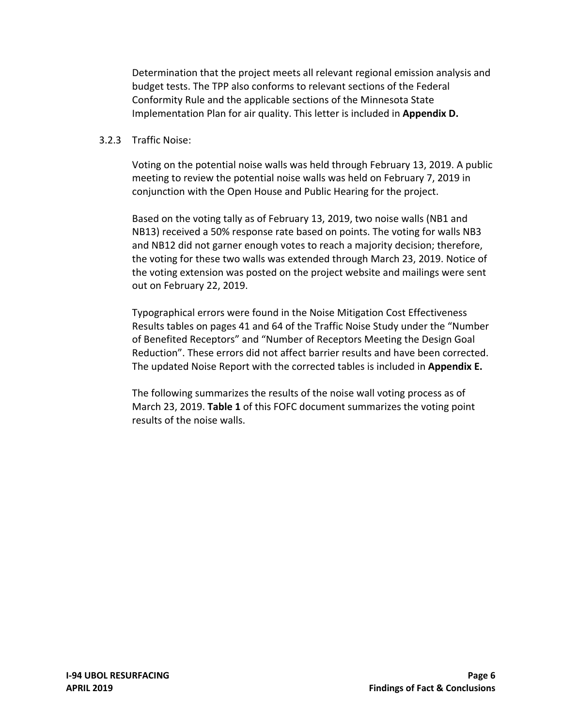Determination that the project meets all relevant regional emission analysis and budget tests. The TPP also conforms to relevant sections of the Federal Conformity Rule and the applicable sections of the Minnesota State Implementation Plan for air quality. This letter is included in **Appendix D.**

3.2.3 Traffic Noise:

Voting on the potential noise walls was held through February 13, 2019. A public meeting to review the potential noise walls was held on February 7, 2019 in conjunction with the Open House and Public Hearing for the project.

Based on the voting tally as of February 13, 2019, two noise walls (NB1 and NB13) received a 50% response rate based on points. The voting for walls NB3 and NB12 did not garner enough votes to reach a majority decision; therefore, the voting for these two walls was extended through March 23, 2019. Notice of the voting extension was posted on the project website and mailings were sent out on February 22, 2019.

Typographical errors were found in the Noise Mitigation Cost Effectiveness Results tables on pages 41 and 64 of the Traffic Noise Study under the "Number of Benefited Receptors" and "Number of Receptors Meeting the Design Goal Reduction". These errors did not affect barrier results and have been corrected. The updated Noise Report with the corrected tables is included in **Appendix E.**

The following summarizes the results of the noise wall voting process as of March 23, 2019. **Table 1** of this FOFC document summarizes the voting point results of the noise walls.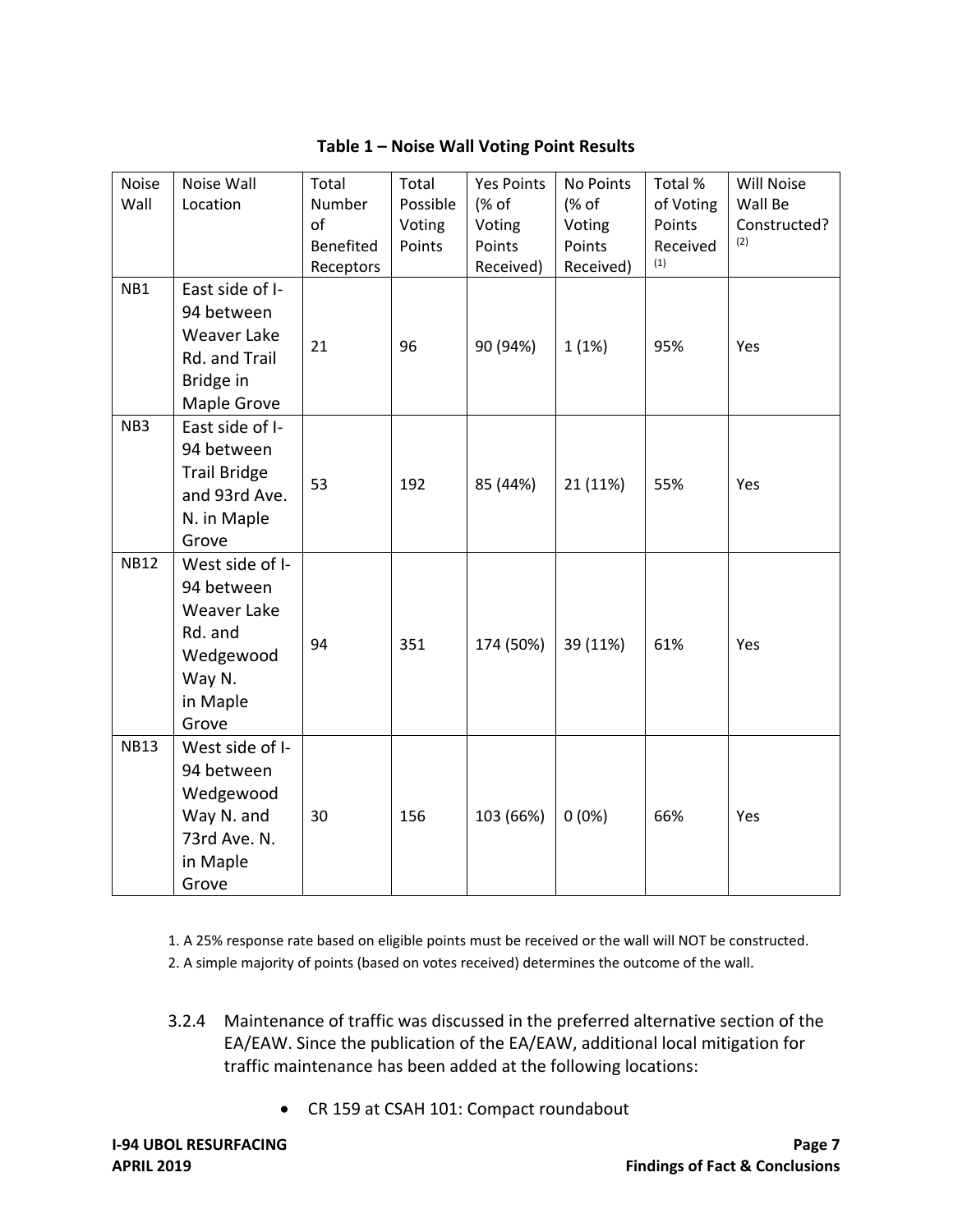**Table 1 – Noise Wall Voting Point Results**

| Noise Wall | Noise Wall Location | Total Number of Benefited Receptors | Total Possible Voting Points | Yes Points (% of Voting Points Received) | No Points (% of Voting Points Received) | Total % of Voting Points Received [(1)] | Will Noise Wall Be Constructed? [(2)] |
|---|---|---|---|---|---|---|---|
| NB1 | East side of I-94 between Weaver Lake Rd. and Trail Bridge in Maple Grove | 21 | 96 | 90 (94%) | 1 (1%) | 95% | Yes |
| NB3 | East side of I-94 between Trail Bridge and 93rd Ave. N. in Maple Grove | 53 | 192 | 85 (44%) | 21 (11%) | 55% | Yes |
| NB12 | West side of I-94 between Weaver Lake Rd. and Wedgewood Way N. in Maple Grove | 94 | 351 | 174 (50%) | 39 (11%) | 61% | Yes |
| NB13 | West side of I-94 between Wedgewood Way N. and 73rd Ave. N. in Maple Grove | 30 | 156 | 103 (66%) | 0 (0%) | 66% | Yes |

1. A 25% response rate based on eligible points must be received or the wall will NOT be constructed.
2. A simple majority of points (based on votes received) determines the outcome of the wall.

3.2.4 Maintenance of traffic was discussed in the preferred alternative section of the EA/EAW. Since the publication of the EA/EAW, additional local mitigation for traffic maintenance has been added at the following locations:

- CR 159 at CSAH 101: Compact roundabout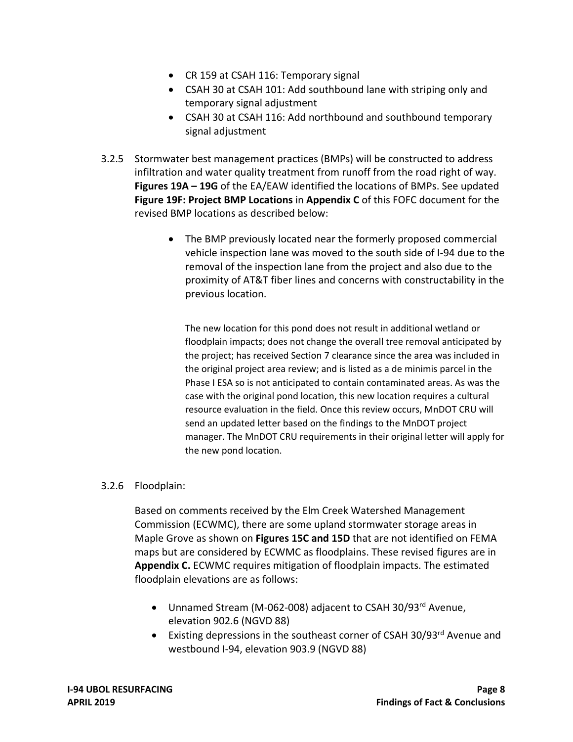- CR 159 at CSAH 116: Temporary signal
- CSAH 30 at CSAH 101: Add southbound lane with striping only and temporary signal adjustment
- CSAH 30 at CSAH 116: Add northbound and southbound temporary signal adjustment

3.2.5 Stormwater best management practices (BMPs) will be constructed to address infiltration and water quality treatment from runoff from the road right of way. **Figures 19A – 19G** of the EA/EAW identified the locations of BMPs. See updated **Figure 19F: Project BMP Locations** in **Appendix C** of this FOFC document for the revised BMP locations as described below:

- The BMP previously located near the formerly proposed commercial vehicle inspection lane was moved to the south side of I-94 due to the removal of the inspection lane from the project and also due to the proximity of AT&T fiber lines and concerns with constructability in the previous location.

  The new location for this pond does not result in additional wetland or floodplain impacts; does not change the overall tree removal anticipated by the project; has received Section 7 clearance since the area was included in the original project area review; and is listed as a de minimis parcel in the Phase I ESA so is not anticipated to contain contaminated areas. As was the case with the original pond location, this new location requires a cultural resource evaluation in the field. Once this review occurs, MnDOT CRU will send an updated letter based on the findings to the MnDOT project manager. The MnDOT CRU requirements in their original letter will apply for the new pond location.

3.2.6 Floodplain:

Based on comments received by the Elm Creek Watershed Management Commission (ECWMC), there are some upland stormwater storage areas in Maple Grove as shown on **Figures 15C and 15D** that are not identified on FEMA maps but are considered by ECWMC as floodplains. These revised figures are in **Appendix C.** ECWMC requires mitigation of floodplain impacts. The estimated floodplain elevations are as follows:

- Unnamed Stream (M-062-008) adjacent to CSAH 30/93rd Avenue, elevation 902.6 (NGVD 88)
- Existing depressions in the southeast corner of CSAH 30/93rd Avenue and westbound I-94, elevation 903.9 (NGVD 88)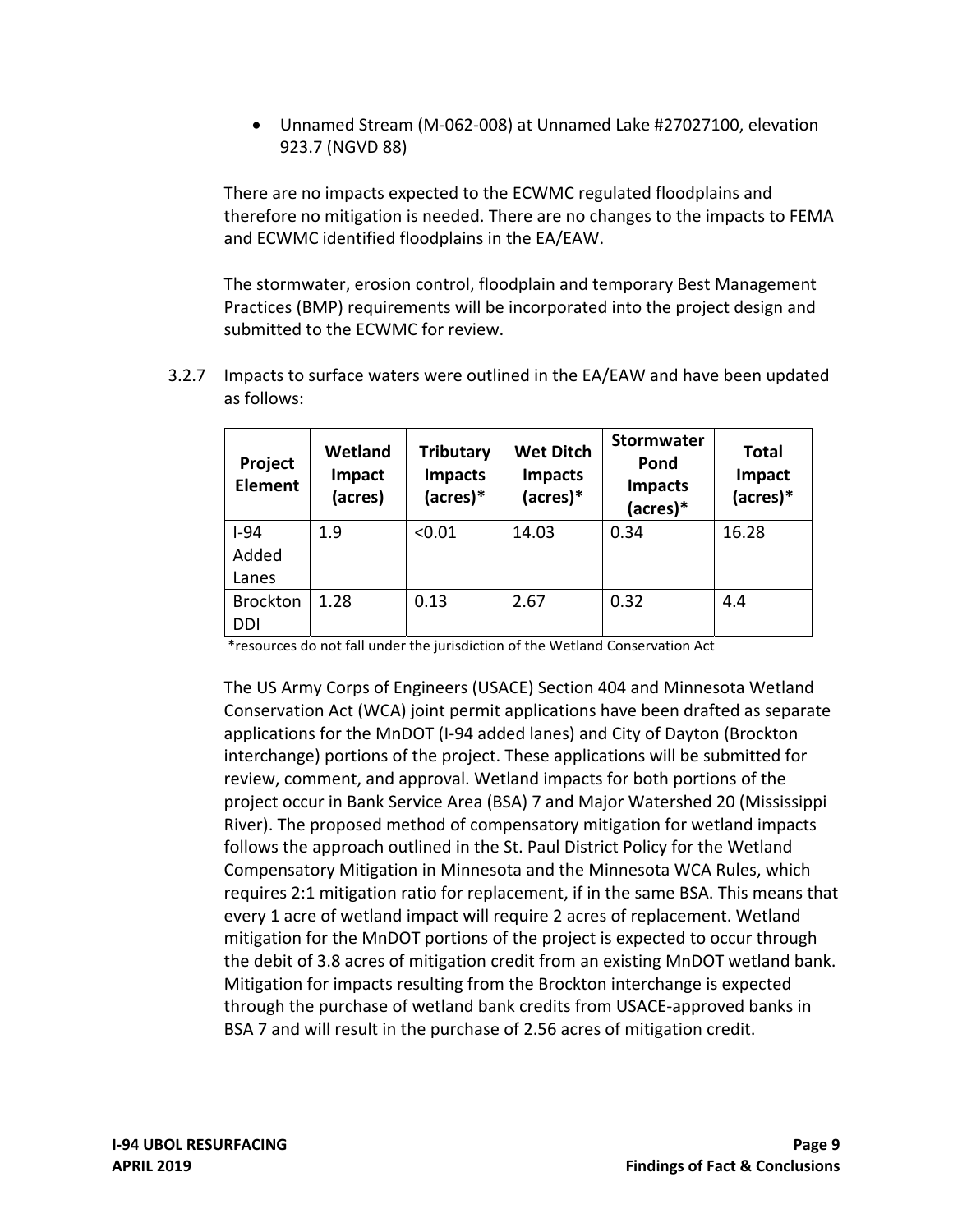- Unnamed Stream (M-062-008) at Unnamed Lake #27027100, elevation 923.7 (NGVD 88)

There are no impacts expected to the ECWMC regulated floodplains and therefore no mitigation is needed. There are no changes to the impacts to FEMA and ECWMC identified floodplains in the EA/EAW.

The stormwater, erosion control, floodplain and temporary Best Management Practices (BMP) requirements will be incorporated into the project design and submitted to the ECWMC for review.

3.2.7 Impacts to surface waters were outlined in the EA/EAW and have been updated as follows:

| Project Element | Wetland Impact (acres) | Tributary Impacts (acres)* | Wet Ditch Impacts (acres)* | Stormwater Pond Impacts (acres)* | Total Impact (acres)* |
|---|---|---|---|---|---|
| I-94 Added Lanes | 1.9 | <0.01 | 14.03 | 0.34 | 16.28 |
| Brockton DDI | 1.28 | 0.13 | 2.67 | 0.32 | 4.4 |

*resources do not fall under the jurisdiction of the Wetland Conservation Act

The US Army Corps of Engineers (USACE) Section 404 and Minnesota Wetland Conservation Act (WCA) joint permit applications have been drafted as separate applications for the MnDOT (I-94 added lanes) and City of Dayton (Brockton interchange) portions of the project. These applications will be submitted for review, comment, and approval. Wetland impacts for both portions of the project occur in Bank Service Area (BSA) 7 and Major Watershed 20 (Mississippi River). The proposed method of compensatory mitigation for wetland impacts follows the approach outlined in the St. Paul District Policy for the Wetland Compensatory Mitigation in Minnesota and the Minnesota WCA Rules, which requires 2:1 mitigation ratio for replacement, if in the same BSA. This means that every 1 acre of wetland impact will require 2 acres of replacement. Wetland mitigation for the MnDOT portions of the project is expected to occur through the debit of 3.8 acres of mitigation credit from an existing MnDOT wetland bank. Mitigation for impacts resulting from the Brockton interchange is expected through the purchase of wetland bank credits from USACE-approved banks in BSA 7 and will result in the purchase of 2.56 acres of mitigation credit.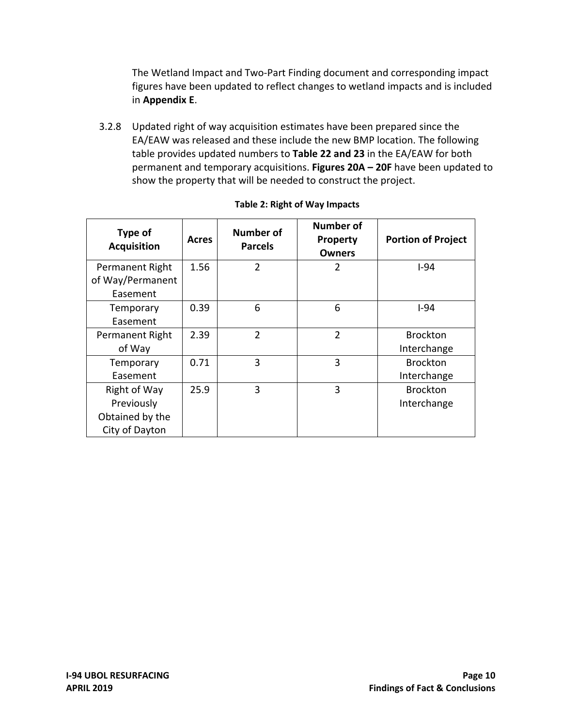The Wetland Impact and Two-Part Finding document and corresponding impact figures have been updated to reflect changes to wetland impacts and is included in **Appendix E**.

3.2.8 Updated right of way acquisition estimates have been prepared since the EA/EAW was released and these include the new BMP location. The following table provides updated numbers to **Table 22 and 23** in the EA/EAW for both permanent and temporary acquisitions. **Figures 20A – 20F** have been updated to show the property that will be needed to construct the project.

**Table 2: Right of Way Impacts**

| Type of Acquisition | Acres | Number of Parcels | Number of Property Owners | Portion of Project |
|---|---|---|---|---|
| Permanent Right of Way/Permanent Easement | 1.56 | 2 | 2 | I-94 |
| Temporary Easement | 0.39 | 6 | 6 | I-94 |
| Permanent Right of Way | 2.39 | 2 | 2 | Brockton Interchange |
| Temporary Easement | 0.71 | 3 | 3 | Brockton Interchange |
| Right of Way Previously Obtained by the City of Dayton | 25.9 | 3 | 3 | Brockton Interchange |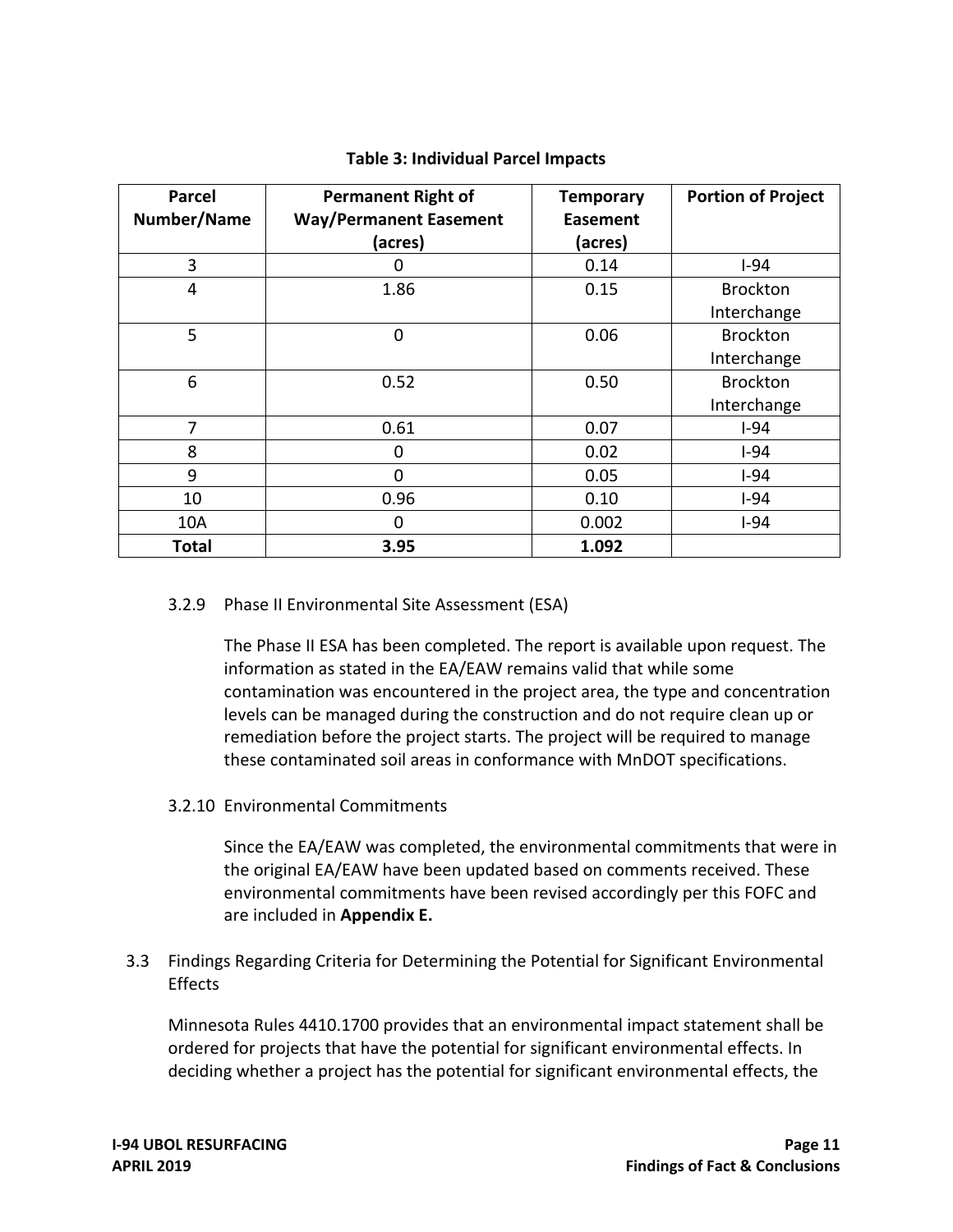**Table 3: Individual Parcel Impacts**

| Parcel Number/Name | Permanent Right of Way/Permanent Easement (acres) | Temporary Easement (acres) | Portion of Project |
|---|---|---|---|
| 3 | 0 | 0.14 | I-94 |
| 4 | 1.86 | 0.15 | Brockton Interchange |
| 5 | 0 | 0.06 | Brockton Interchange |
| 6 | 0.52 | 0.50 | Brockton Interchange |
| 7 | 0.61 | 0.07 | I-94 |
| 8 | 0 | 0.02 | I-94 |
| 9 | 0 | 0.05 | I-94 |
| 10 | 0.96 | 0.10 | I-94 |
| 10A | 0 | 0.002 | I-94 |
| **Total** | **3.95** | **1.092** | |

#### 3.2.9 Phase II Environmental Site Assessment (ESA)

The Phase II ESA has been completed. The report is available upon request. The information as stated in the EA/EAW remains valid that while some contamination was encountered in the project area, the type and concentration levels can be managed during the construction and do not require clean up or remediation before the project starts. The project will be required to manage these contaminated soil areas in conformance with MnDOT specifications.

#### 3.2.10 Environmental Commitments

Since the EA/EAW was completed, the environmental commitments that were in the original EA/EAW have been updated based on comments received. These environmental commitments have been revised accordingly per this FOFC and are included in **Appendix E.**

### 3.3 Findings Regarding Criteria for Determining the Potential for Significant Environmental Effects

Minnesota Rules 4410.1700 provides that an environmental impact statement shall be ordered for projects that have the potential for significant environmental effects. In deciding whether a project has the potential for significant environmental effects, the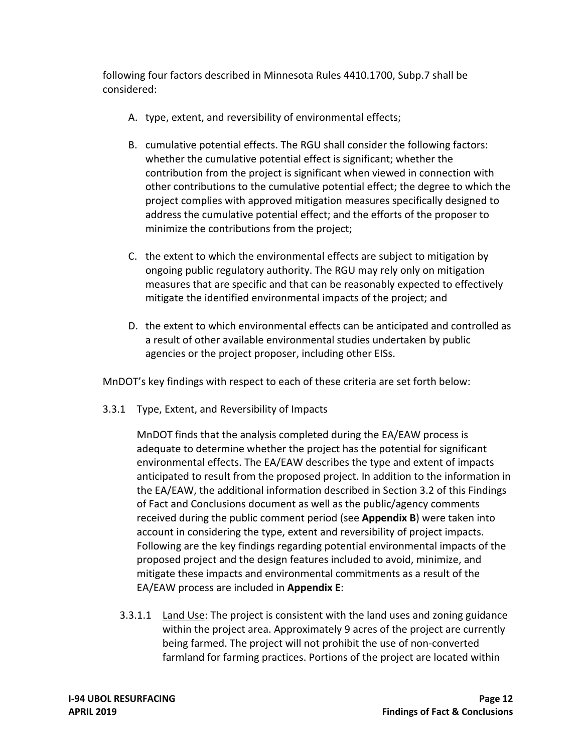following four factors described in Minnesota Rules 4410.1700, Subp.7 shall be considered:

A. type, extent, and reversibility of environmental effects;

B. cumulative potential effects. The RGU shall consider the following factors: whether the cumulative potential effect is significant; whether the contribution from the project is significant when viewed in connection with other contributions to the cumulative potential effect; the degree to which the project complies with approved mitigation measures specifically designed to address the cumulative potential effect; and the efforts of the proposer to minimize the contributions from the project;

C. the extent to which the environmental effects are subject to mitigation by ongoing public regulatory authority. The RGU may rely only on mitigation measures that are specific and that can be reasonably expected to effectively mitigate the identified environmental impacts of the project; and

D. the extent to which environmental effects can be anticipated and controlled as a result of other available environmental studies undertaken by public agencies or the project proposer, including other EISs.

MnDOT's key findings with respect to each of these criteria are set forth below:

3.3.1 Type, Extent, and Reversibility of Impacts

MnDOT finds that the analysis completed during the EA/EAW process is adequate to determine whether the project has the potential for significant environmental effects. The EA/EAW describes the type and extent of impacts anticipated to result from the proposed project. In addition to the information in the EA/EAW, the additional information described in Section 3.2 of this Findings of Fact and Conclusions document as well as the public/agency comments received during the public comment period (see **Appendix B**) were taken into account in considering the type, extent and reversibility of project impacts. Following are the key findings regarding potential environmental impacts of the proposed project and the design features included to avoid, minimize, and mitigate these impacts and environmental commitments as a result of the EA/EAW process are included in **Appendix E**:

3.3.1.1 Land Use: The project is consistent with the land uses and zoning guidance within the project area. Approximately 9 acres of the project are currently being farmed. The project will not prohibit the use of non-converted farmland for farming practices. Portions of the project are located within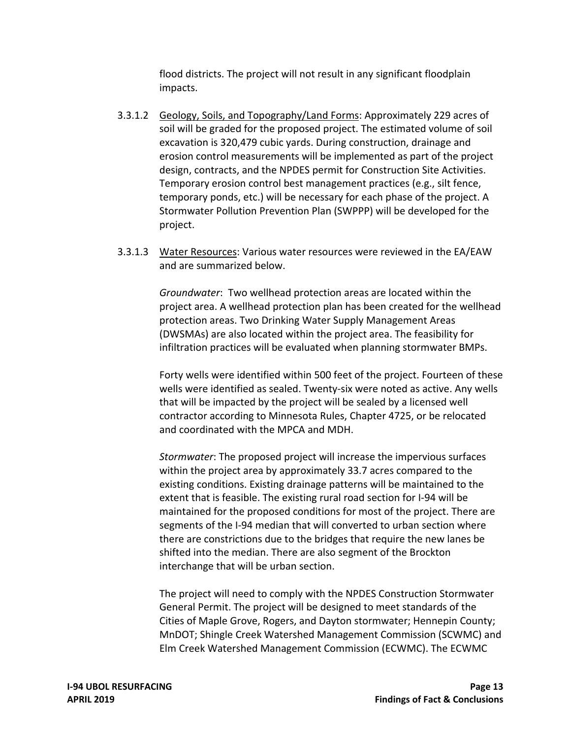flood districts. The project will not result in any significant floodplain impacts.

3.3.1.2 Geology, Soils, and Topography/Land Forms: Approximately 229 acres of soil will be graded for the proposed project. The estimated volume of soil excavation is 320,479 cubic yards. During construction, drainage and erosion control measurements will be implemented as part of the project design, contracts, and the NPDES permit for Construction Site Activities. Temporary erosion control best management practices (e.g., silt fence, temporary ponds, etc.) will be necessary for each phase of the project. A Stormwater Pollution Prevention Plan (SWPPP) will be developed for the project.

3.3.1.3 Water Resources: Various water resources were reviewed in the EA/EAW and are summarized below.

*Groundwater*: Two wellhead protection areas are located within the project area. A wellhead protection plan has been created for the wellhead protection areas. Two Drinking Water Supply Management Areas (DWSMAs) are also located within the project area. The feasibility for infiltration practices will be evaluated when planning stormwater BMPs.

Forty wells were identified within 500 feet of the project. Fourteen of these wells were identified as sealed. Twenty-six were noted as active. Any wells that will be impacted by the project will be sealed by a licensed well contractor according to Minnesota Rules, Chapter 4725, or be relocated and coordinated with the MPCA and MDH.

*Stormwater*: The proposed project will increase the impervious surfaces within the project area by approximately 33.7 acres compared to the existing conditions. Existing drainage patterns will be maintained to the extent that is feasible. The existing rural road section for I-94 will be maintained for the proposed conditions for most of the project. There are segments of the I-94 median that will converted to urban section where there are constrictions due to the bridges that require the new lanes be shifted into the median. There are also segment of the Brockton interchange that will be urban section.

The project will need to comply with the NPDES Construction Stormwater General Permit. The project will be designed to meet standards of the Cities of Maple Grove, Rogers, and Dayton stormwater; Hennepin County; MnDOT; Shingle Creek Watershed Management Commission (SCWMC) and Elm Creek Watershed Management Commission (ECWMC). The ECWMC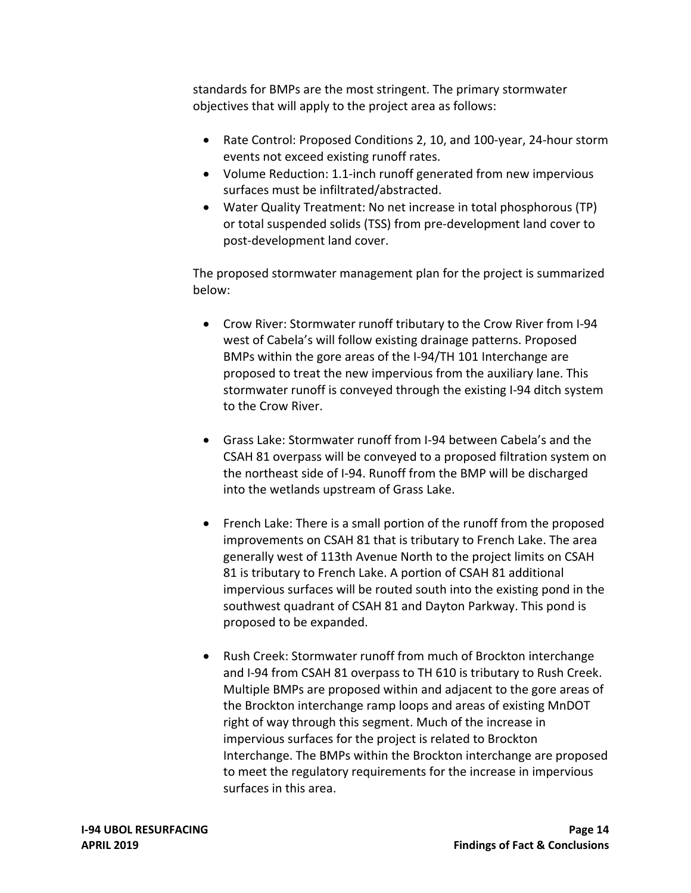standards for BMPs are the most stringent. The primary stormwater objectives that will apply to the project area as follows:

- Rate Control: Proposed Conditions 2, 10, and 100-year, 24-hour storm events not exceed existing runoff rates.
- Volume Reduction: 1.1-inch runoff generated from new impervious surfaces must be infiltrated/abstracted.
- Water Quality Treatment: No net increase in total phosphorous (TP) or total suspended solids (TSS) from pre-development land cover to post-development land cover.

The proposed stormwater management plan for the project is summarized below:

- Crow River: Stormwater runoff tributary to the Crow River from I-94 west of Cabela's will follow existing drainage patterns. Proposed BMPs within the gore areas of the I-94/TH 101 Interchange are proposed to treat the new impervious from the auxiliary lane. This stormwater runoff is conveyed through the existing I-94 ditch system to the Crow River.

- Grass Lake: Stormwater runoff from I-94 between Cabela's and the CSAH 81 overpass will be conveyed to a proposed filtration system on the northeast side of I-94. Runoff from the BMP will be discharged into the wetlands upstream of Grass Lake.

- French Lake: There is a small portion of the runoff from the proposed improvements on CSAH 81 that is tributary to French Lake. The area generally west of 113th Avenue North to the project limits on CSAH 81 is tributary to French Lake. A portion of CSAH 81 additional impervious surfaces will be routed south into the existing pond in the southwest quadrant of CSAH 81 and Dayton Parkway. This pond is proposed to be expanded.

- Rush Creek: Stormwater runoff from much of Brockton interchange and I-94 from CSAH 81 overpass to TH 610 is tributary to Rush Creek. Multiple BMPs are proposed within and adjacent to the gore areas of the Brockton interchange ramp loops and areas of existing MnDOT right of way through this segment. Much of the increase in impervious surfaces for the project is related to Brockton Interchange. The BMPs within the Brockton interchange are proposed to meet the regulatory requirements for the increase in impervious surfaces in this area.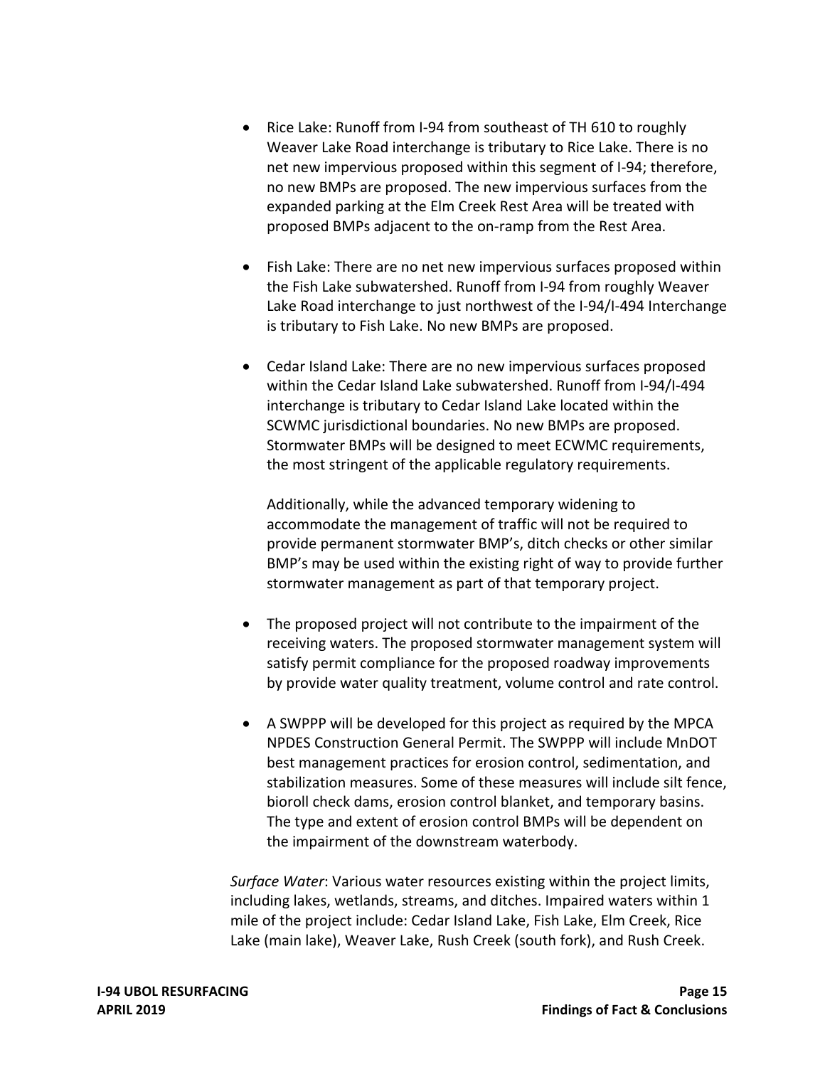- Rice Lake: Runoff from I-94 from southeast of TH 610 to roughly Weaver Lake Road interchange is tributary to Rice Lake. There is no net new impervious proposed within this segment of I-94; therefore, no new BMPs are proposed. The new impervious surfaces from the expanded parking at the Elm Creek Rest Area will be treated with proposed BMPs adjacent to the on-ramp from the Rest Area.

- Fish Lake: There are no net new impervious surfaces proposed within the Fish Lake subwatershed. Runoff from I-94 from roughly Weaver Lake Road interchange to just northwest of the I-94/I-494 Interchange is tributary to Fish Lake. No new BMPs are proposed.

- Cedar Island Lake: There are no new impervious surfaces proposed within the Cedar Island Lake subwatershed. Runoff from I-94/I-494 interchange is tributary to Cedar Island Lake located within the SCWMC jurisdictional boundaries. No new BMPs are proposed. Stormwater BMPs will be designed to meet ECWMC requirements, the most stringent of the applicable regulatory requirements.

  Additionally, while the advanced temporary widening to accommodate the management of traffic will not be required to provide permanent stormwater BMP's, ditch checks or other similar BMP's may be used within the existing right of way to provide further stormwater management as part of that temporary project.

- The proposed project will not contribute to the impairment of the receiving waters. The proposed stormwater management system will satisfy permit compliance for the proposed roadway improvements by provide water quality treatment, volume control and rate control.

- A SWPPP will be developed for this project as required by the MPCA NPDES Construction General Permit. The SWPPP will include MnDOT best management practices for erosion control, sedimentation, and stabilization measures. Some of these measures will include silt fence, bioroll check dams, erosion control blanket, and temporary basins. The type and extent of erosion control BMPs will be dependent on the impairment of the downstream waterbody.

*Surface Water*: Various water resources existing within the project limits, including lakes, wetlands, streams, and ditches. Impaired waters within 1 mile of the project include: Cedar Island Lake, Fish Lake, Elm Creek, Rice Lake (main lake), Weaver Lake, Rush Creek (south fork), and Rush Creek.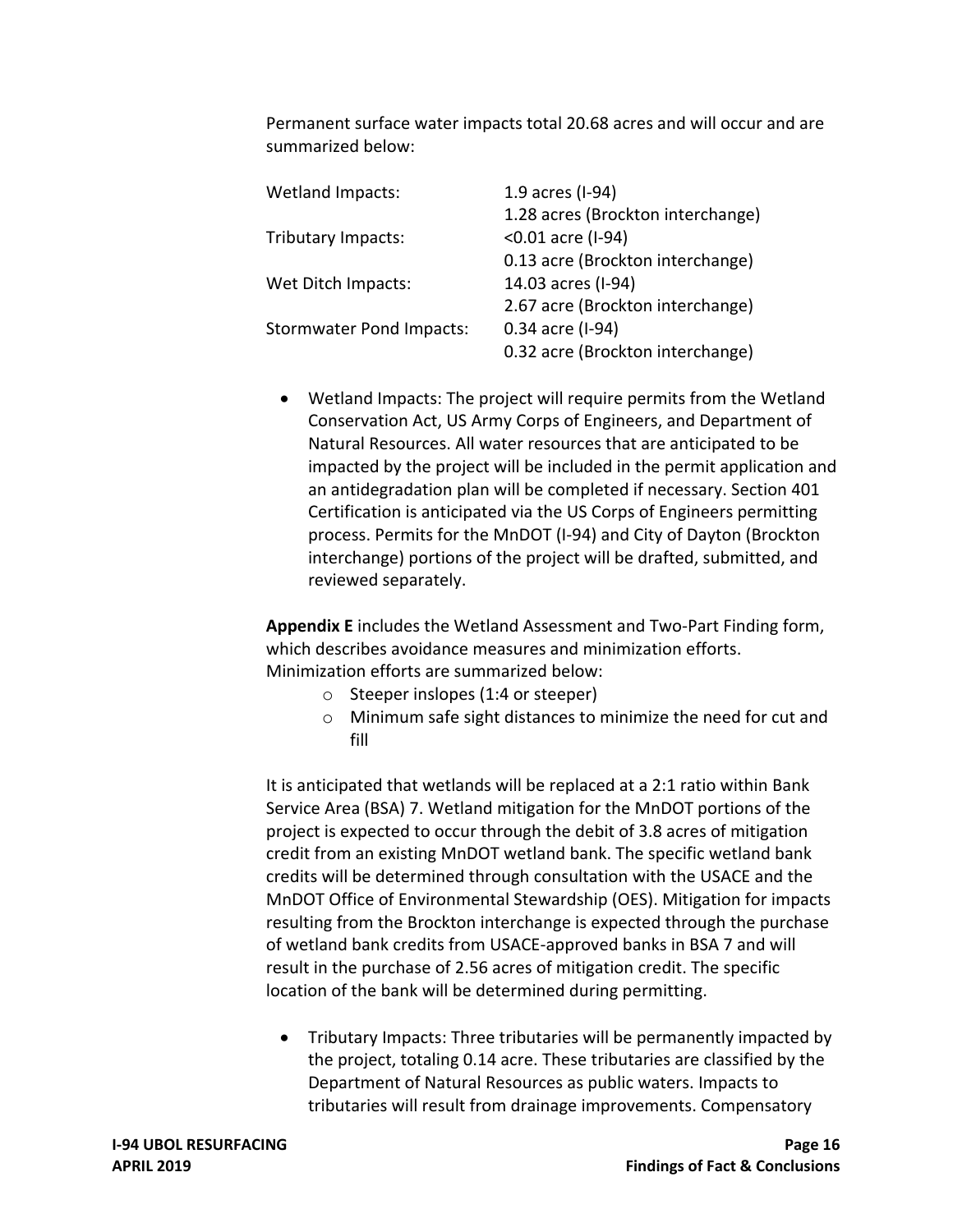Permanent surface water impacts total 20.68 acres and will occur and are summarized below:

| | |
|---|---|
| Wetland Impacts: | 1.9 acres (I-94) |
| | 1.28 acres (Brockton interchange) |
| Tributary Impacts: | <0.01 acre (I-94) |
| | 0.13 acre (Brockton interchange) |
| Wet Ditch Impacts: | 14.03 acres (I-94) |
| | 2.67 acre (Brockton interchange) |
| Stormwater Pond Impacts: | 0.34 acre (I-94) |
| | 0.32 acre (Brockton interchange) |

- Wetland Impacts: The project will require permits from the Wetland Conservation Act, US Army Corps of Engineers, and Department of Natural Resources. All water resources that are anticipated to be impacted by the project will be included in the permit application and an antidegradation plan will be completed if necessary. Section 401 Certification is anticipated via the US Corps of Engineers permitting process. Permits for the MnDOT (I-94) and City of Dayton (Brockton interchange) portions of the project will be drafted, submitted, and reviewed separately.

**Appendix E** includes the Wetland Assessment and Two-Part Finding form, which describes avoidance measures and minimization efforts. Minimization efforts are summarized below:

- Steeper inslopes (1:4 or steeper)
- Minimum safe sight distances to minimize the need for cut and fill

It is anticipated that wetlands will be replaced at a 2:1 ratio within Bank Service Area (BSA) 7. Wetland mitigation for the MnDOT portions of the project is expected to occur through the debit of 3.8 acres of mitigation credit from an existing MnDOT wetland bank. The specific wetland bank credits will be determined through consultation with the USACE and the MnDOT Office of Environmental Stewardship (OES). Mitigation for impacts resulting from the Brockton interchange is expected through the purchase of wetland bank credits from USACE-approved banks in BSA 7 and will result in the purchase of 2.56 acres of mitigation credit. The specific location of the bank will be determined during permitting.

- Tributary Impacts: Three tributaries will be permanently impacted by the project, totaling 0.14 acre. These tributaries are classified by the Department of Natural Resources as public waters. Impacts to tributaries will result from drainage improvements. Compensatory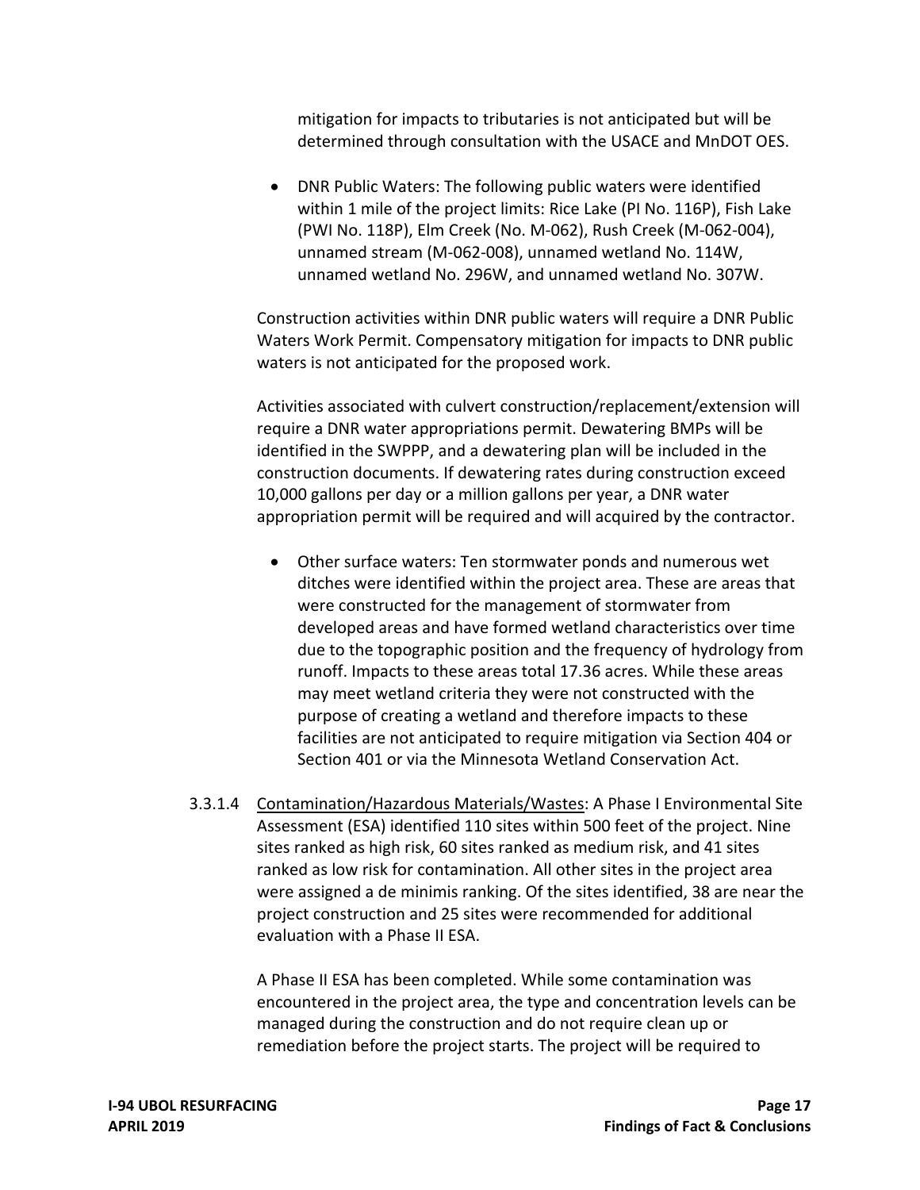mitigation for impacts to tributaries is not anticipated but will be determined through consultation with the USACE and MnDOT OES.

- DNR Public Waters: The following public waters were identified within 1 mile of the project limits: Rice Lake (PI No. 116P), Fish Lake (PWI No. 118P), Elm Creek (No. M-062), Rush Creek (M-062-004), unnamed stream (M-062-008), unnamed wetland No. 114W, unnamed wetland No. 296W, and unnamed wetland No. 307W.

Construction activities within DNR public waters will require a DNR Public Waters Work Permit. Compensatory mitigation for impacts to DNR public waters is not anticipated for the proposed work.

Activities associated with culvert construction/replacement/extension will require a DNR water appropriations permit. Dewatering BMPs will be identified in the SWPPP, and a dewatering plan will be included in the construction documents. If dewatering rates during construction exceed 10,000 gallons per day or a million gallons per year, a DNR water appropriation permit will be required and will acquired by the contractor.

- Other surface waters: Ten stormwater ponds and numerous wet ditches were identified within the project area. These are areas that were constructed for the management of stormwater from developed areas and have formed wetland characteristics over time due to the topographic position and the frequency of hydrology from runoff. Impacts to these areas total 17.36 acres. While these areas may meet wetland criteria they were not constructed with the purpose of creating a wetland and therefore impacts to these facilities are not anticipated to require mitigation via Section 404 or Section 401 or via the Minnesota Wetland Conservation Act.

3.3.1.4 Contamination/Hazardous Materials/Wastes: A Phase I Environmental Site Assessment (ESA) identified 110 sites within 500 feet of the project. Nine sites ranked as high risk, 60 sites ranked as medium risk, and 41 sites ranked as low risk for contamination. All other sites in the project area were assigned a de minimis ranking. Of the sites identified, 38 are near the project construction and 25 sites were recommended for additional evaluation with a Phase II ESA.

A Phase II ESA has been completed. While some contamination was encountered in the project area, the type and concentration levels can be managed during the construction and do not require clean up or remediation before the project starts. The project will be required to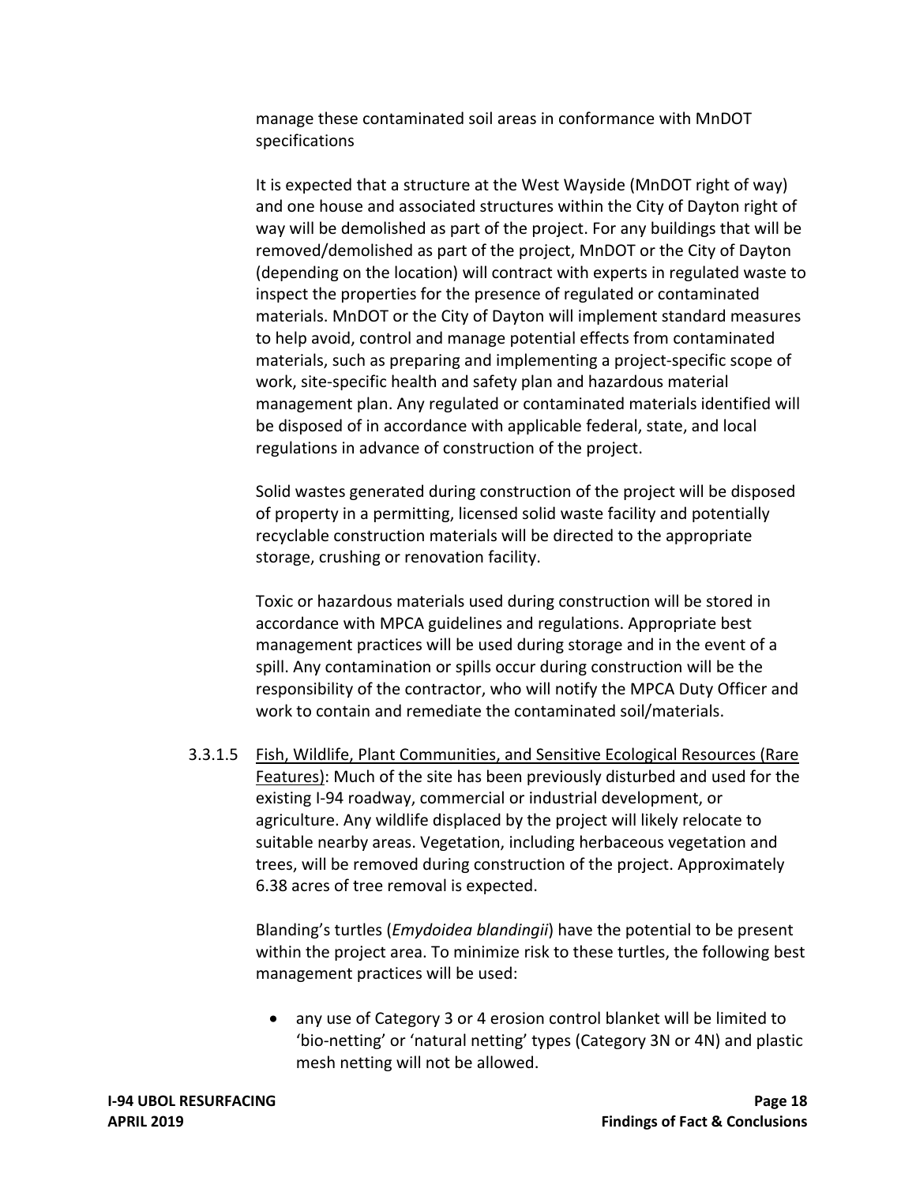manage these contaminated soil areas in conformance with MnDOT specifications

It is expected that a structure at the West Wayside (MnDOT right of way) and one house and associated structures within the City of Dayton right of way will be demolished as part of the project. For any buildings that will be removed/demolished as part of the project, MnDOT or the City of Dayton (depending on the location) will contract with experts in regulated waste to inspect the properties for the presence of regulated or contaminated materials. MnDOT or the City of Dayton will implement standard measures to help avoid, control and manage potential effects from contaminated materials, such as preparing and implementing a project-specific scope of work, site-specific health and safety plan and hazardous material management plan. Any regulated or contaminated materials identified will be disposed of in accordance with applicable federal, state, and local regulations in advance of construction of the project.

Solid wastes generated during construction of the project will be disposed of property in a permitting, licensed solid waste facility and potentially recyclable construction materials will be directed to the appropriate storage, crushing or renovation facility.

Toxic or hazardous materials used during construction will be stored in accordance with MPCA guidelines and regulations. Appropriate best management practices will be used during storage and in the event of a spill. Any contamination or spills occur during construction will be the responsibility of the contractor, who will notify the MPCA Duty Officer and work to contain and remediate the contaminated soil/materials.

3.3.1.5 Fish, Wildlife, Plant Communities, and Sensitive Ecological Resources (Rare Features): Much of the site has been previously disturbed and used for the existing I-94 roadway, commercial or industrial development, or agriculture. Any wildlife displaced by the project will likely relocate to suitable nearby areas. Vegetation, including herbaceous vegetation and trees, will be removed during construction of the project. Approximately 6.38 acres of tree removal is expected.

Blanding's turtles (*Emydoidea blandingii*) have the potential to be present within the project area. To minimize risk to these turtles, the following best management practices will be used:

- any use of Category 3 or 4 erosion control blanket will be limited to 'bio-netting' or 'natural netting' types (Category 3N or 4N) and plastic mesh netting will not be allowed.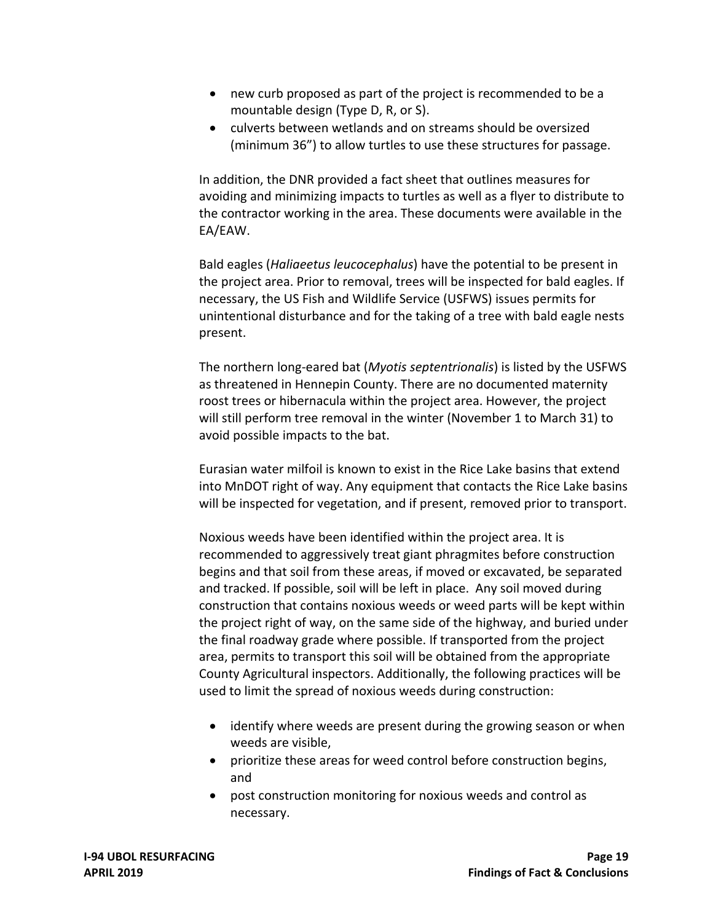- new curb proposed as part of the project is recommended to be a mountable design (Type D, R, or S).
- culverts between wetlands and on streams should be oversized (minimum 36") to allow turtles to use these structures for passage.

In addition, the DNR provided a fact sheet that outlines measures for avoiding and minimizing impacts to turtles as well as a flyer to distribute to the contractor working in the area. These documents were available in the EA/EAW.

Bald eagles (*Haliaeetus leucocephalus*) have the potential to be present in the project area. Prior to removal, trees will be inspected for bald eagles. If necessary, the US Fish and Wildlife Service (USFWS) issues permits for unintentional disturbance and for the taking of a tree with bald eagle nests present.

The northern long-eared bat (*Myotis septentrionalis*) is listed by the USFWS as threatened in Hennepin County. There are no documented maternity roost trees or hibernacula within the project area. However, the project will still perform tree removal in the winter (November 1 to March 31) to avoid possible impacts to the bat.

Eurasian water milfoil is known to exist in the Rice Lake basins that extend into MnDOT right of way. Any equipment that contacts the Rice Lake basins will be inspected for vegetation, and if present, removed prior to transport.

Noxious weeds have been identified within the project area. It is recommended to aggressively treat giant phragmites before construction begins and that soil from these areas, if moved or excavated, be separated and tracked. If possible, soil will be left in place. Any soil moved during construction that contains noxious weeds or weed parts will be kept within the project right of way, on the same side of the highway, and buried under the final roadway grade where possible. If transported from the project area, permits to transport this soil will be obtained from the appropriate County Agricultural inspectors. Additionally, the following practices will be used to limit the spread of noxious weeds during construction:

- identify where weeds are present during the growing season or when weeds are visible,
- prioritize these areas for weed control before construction begins, and
- post construction monitoring for noxious weeds and control as necessary.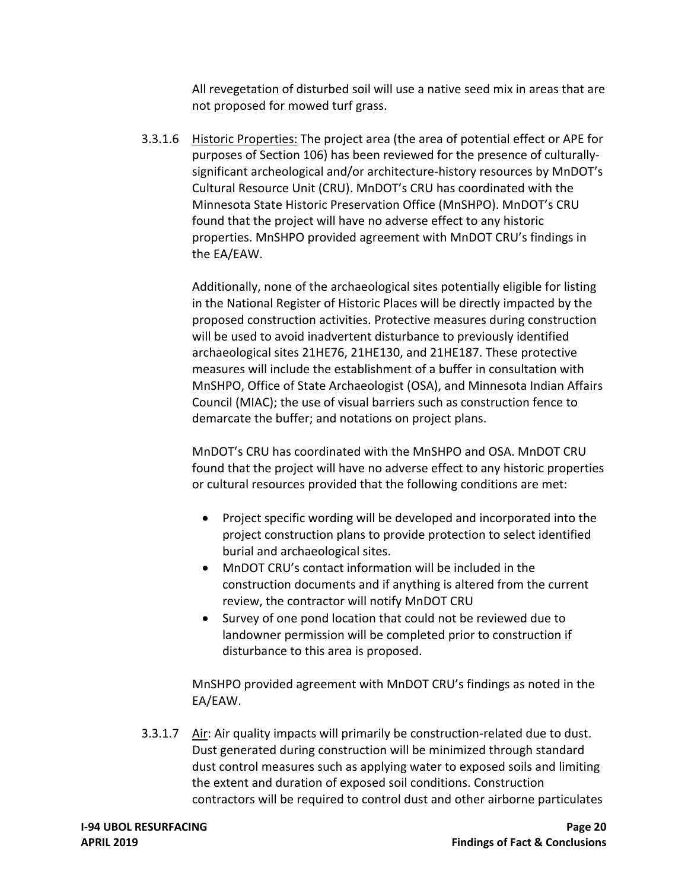All revegetation of disturbed soil will use a native seed mix in areas that are not proposed for mowed turf grass.

3.3.1.6 Historic Properties: The project area (the area of potential effect or APE for purposes of Section 106) has been reviewed for the presence of culturally-significant archeological and/or architecture-history resources by MnDOT's Cultural Resource Unit (CRU). MnDOT's CRU has coordinated with the Minnesota State Historic Preservation Office (MnSHPO). MnDOT's CRU found that the project will have no adverse effect to any historic properties. MnSHPO provided agreement with MnDOT CRU's findings in the EA/EAW.

Additionally, none of the archaeological sites potentially eligible for listing in the National Register of Historic Places will be directly impacted by the proposed construction activities. Protective measures during construction will be used to avoid inadvertent disturbance to previously identified archaeological sites 21HE76, 21HE130, and 21HE187. These protective measures will include the establishment of a buffer in consultation with MnSHPO, Office of State Archaeologist (OSA), and Minnesota Indian Affairs Council (MIAC); the use of visual barriers such as construction fence to demarcate the buffer; and notations on project plans.

MnDOT's CRU has coordinated with the MnSHPO and OSA. MnDOT CRU found that the project will have no adverse effect to any historic properties or cultural resources provided that the following conditions are met:

- Project specific wording will be developed and incorporated into the project construction plans to provide protection to select identified burial and archaeological sites.
- MnDOT CRU's contact information will be included in the construction documents and if anything is altered from the current review, the contractor will notify MnDOT CRU
- Survey of one pond location that could not be reviewed due to landowner permission will be completed prior to construction if disturbance to this area is proposed.

MnSHPO provided agreement with MnDOT CRU's findings as noted in the EA/EAW.

3.3.1.7 Air: Air quality impacts will primarily be construction-related due to dust. Dust generated during construction will be minimized through standard dust control measures such as applying water to exposed soils and limiting the extent and duration of exposed soil conditions. Construction contractors will be required to control dust and other airborne particulates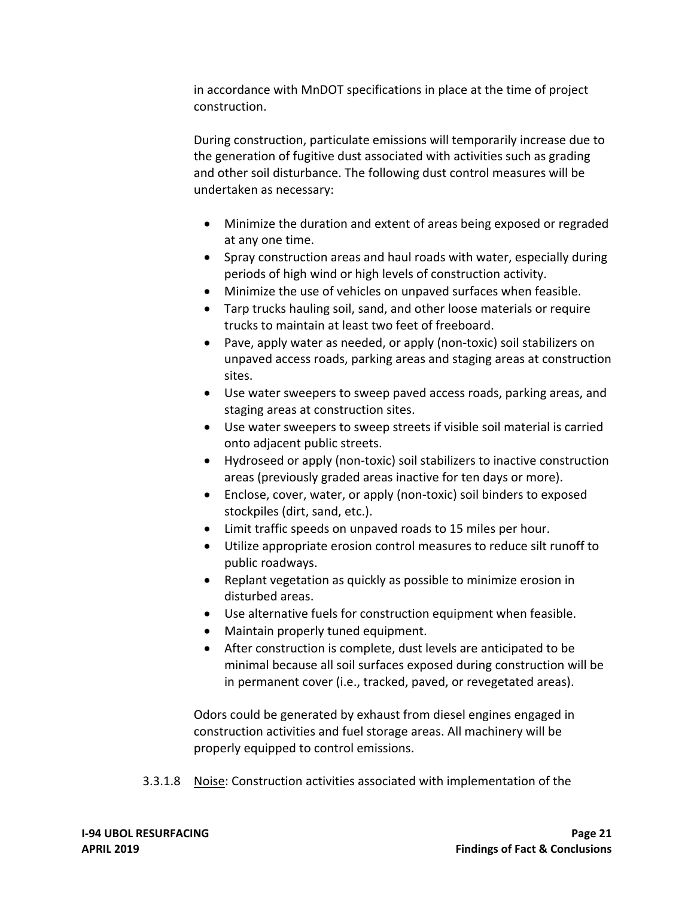in accordance with MnDOT specifications in place at the time of project construction.

During construction, particulate emissions will temporarily increase due to the generation of fugitive dust associated with activities such as grading and other soil disturbance. The following dust control measures will be undertaken as necessary:

- Minimize the duration and extent of areas being exposed or regraded at any one time.
- Spray construction areas and haul roads with water, especially during periods of high wind or high levels of construction activity.
- Minimize the use of vehicles on unpaved surfaces when feasible.
- Tarp trucks hauling soil, sand, and other loose materials or require trucks to maintain at least two feet of freeboard.
- Pave, apply water as needed, or apply (non-toxic) soil stabilizers on unpaved access roads, parking areas and staging areas at construction sites.
- Use water sweepers to sweep paved access roads, parking areas, and staging areas at construction sites.
- Use water sweepers to sweep streets if visible soil material is carried onto adjacent public streets.
- Hydroseed or apply (non-toxic) soil stabilizers to inactive construction areas (previously graded areas inactive for ten days or more).
- Enclose, cover, water, or apply (non-toxic) soil binders to exposed stockpiles (dirt, sand, etc.).
- Limit traffic speeds on unpaved roads to 15 miles per hour.
- Utilize appropriate erosion control measures to reduce silt runoff to public roadways.
- Replant vegetation as quickly as possible to minimize erosion in disturbed areas.
- Use alternative fuels for construction equipment when feasible.
- Maintain properly tuned equipment.
- After construction is complete, dust levels are anticipated to be minimal because all soil surfaces exposed during construction will be in permanent cover (i.e., tracked, paved, or revegetated areas).

Odors could be generated by exhaust from diesel engines engaged in construction activities and fuel storage areas. All machinery will be properly equipped to control emissions.

3.3.1.8 Noise: Construction activities associated with implementation of the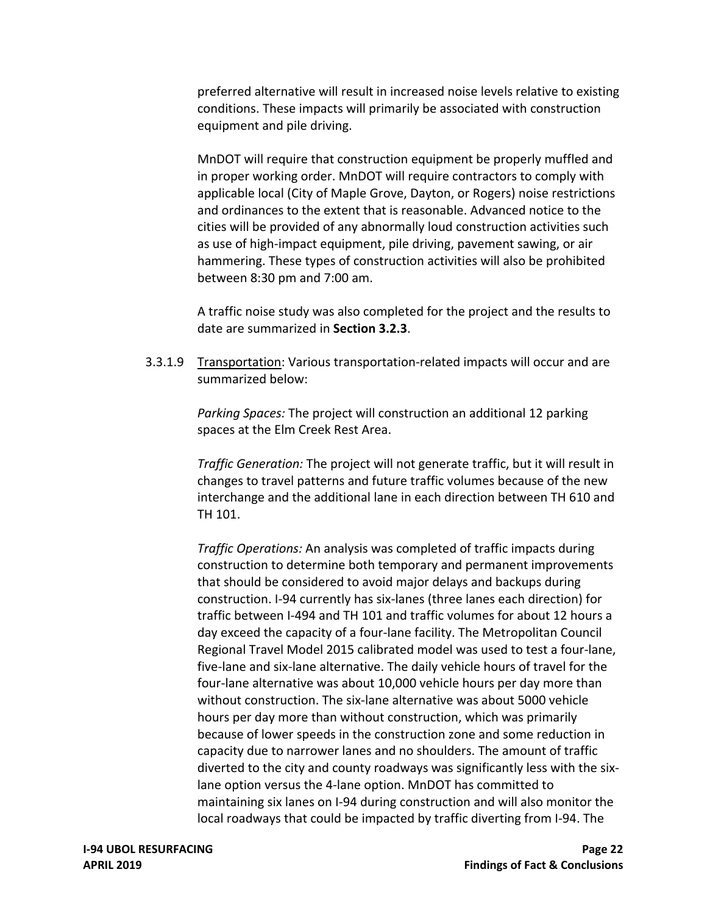preferred alternative will result in increased noise levels relative to existing conditions. These impacts will primarily be associated with construction equipment and pile driving.

MnDOT will require that construction equipment be properly muffled and in proper working order. MnDOT will require contractors to comply with applicable local (City of Maple Grove, Dayton, or Rogers) noise restrictions and ordinances to the extent that is reasonable. Advanced notice to the cities will be provided of any abnormally loud construction activities such as use of high-impact equipment, pile driving, pavement sawing, or air hammering. These types of construction activities will also be prohibited between 8:30 pm and 7:00 am.

A traffic noise study was also completed for the project and the results to date are summarized in **Section 3.2.3**.

3.3.1.9 Transportation: Various transportation-related impacts will occur and are summarized below:

*Parking Spaces:* The project will construction an additional 12 parking spaces at the Elm Creek Rest Area.

*Traffic Generation:* The project will not generate traffic, but it will result in changes to travel patterns and future traffic volumes because of the new interchange and the additional lane in each direction between TH 610 and TH 101.

*Traffic Operations:* An analysis was completed of traffic impacts during construction to determine both temporary and permanent improvements that should be considered to avoid major delays and backups during construction. I-94 currently has six-lanes (three lanes each direction) for traffic between I-494 and TH 101 and traffic volumes for about 12 hours a day exceed the capacity of a four-lane facility. The Metropolitan Council Regional Travel Model 2015 calibrated model was used to test a four-lane, five-lane and six-lane alternative. The daily vehicle hours of travel for the four-lane alternative was about 10,000 vehicle hours per day more than without construction. The six-lane alternative was about 5000 vehicle hours per day more than without construction, which was primarily because of lower speeds in the construction zone and some reduction in capacity due to narrower lanes and no shoulders. The amount of traffic diverted to the city and county roadways was significantly less with the six-lane option versus the 4-lane option. MnDOT has committed to maintaining six lanes on I-94 during construction and will also monitor the local roadways that could be impacted by traffic diverting from I-94. The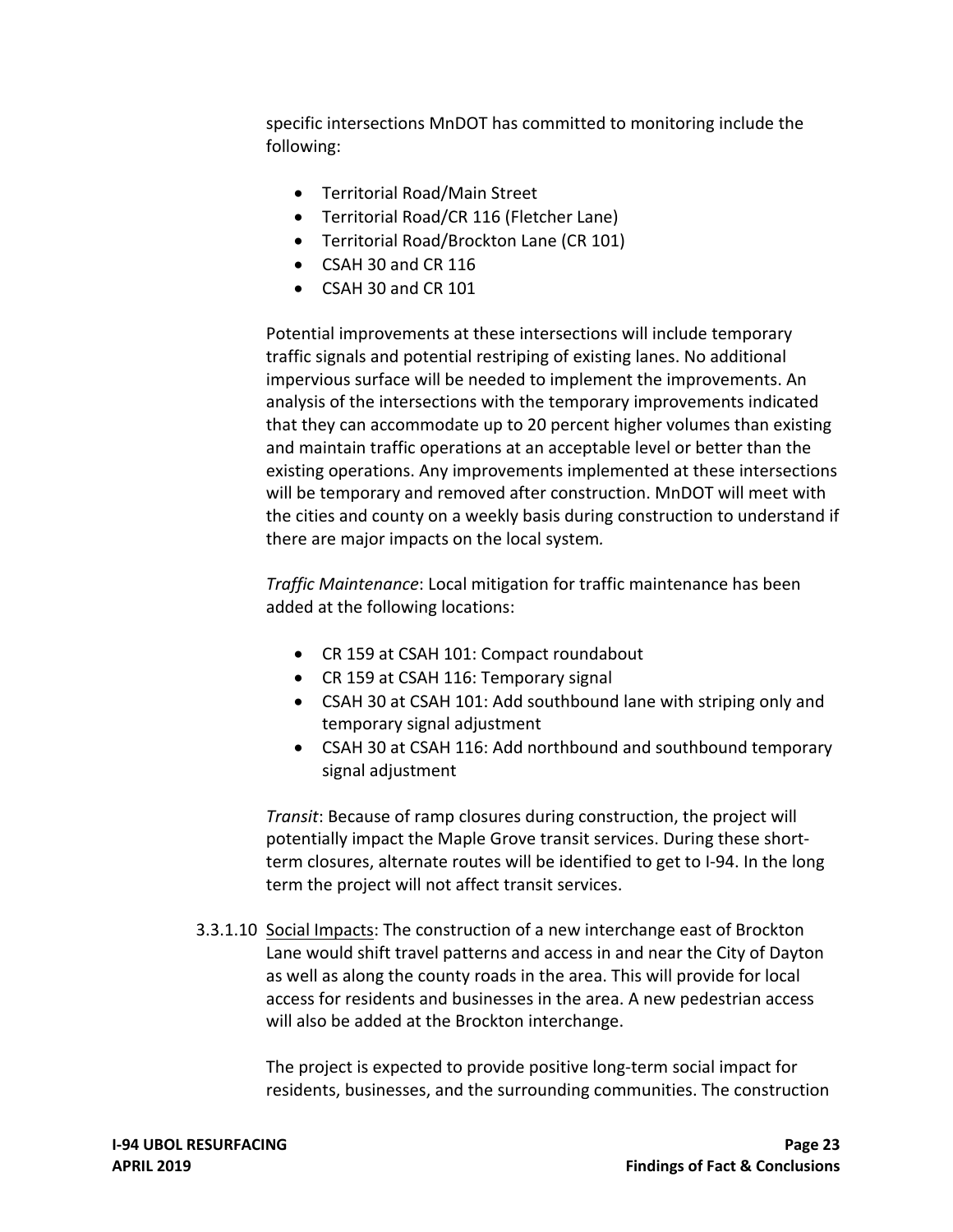specific intersections MnDOT has committed to monitoring include the following:

- Territorial Road/Main Street
- Territorial Road/CR 116 (Fletcher Lane)
- Territorial Road/Brockton Lane (CR 101)
- CSAH 30 and CR 116
- CSAH 30 and CR 101

Potential improvements at these intersections will include temporary traffic signals and potential restriping of existing lanes. No additional impervious surface will be needed to implement the improvements. An analysis of the intersections with the temporary improvements indicated that they can accommodate up to 20 percent higher volumes than existing and maintain traffic operations at an acceptable level or better than the existing operations. Any improvements implemented at these intersections will be temporary and removed after construction. MnDOT will meet with the cities and county on a weekly basis during construction to understand if there are major impacts on the local system.

*Traffic Maintenance*: Local mitigation for traffic maintenance has been added at the following locations:

- CR 159 at CSAH 101: Compact roundabout
- CR 159 at CSAH 116: Temporary signal
- CSAH 30 at CSAH 101: Add southbound lane with striping only and temporary signal adjustment
- CSAH 30 at CSAH 116: Add northbound and southbound temporary signal adjustment

*Transit*: Because of ramp closures during construction, the project will potentially impact the Maple Grove transit services. During these short-term closures, alternate routes will be identified to get to I-94. In the long term the project will not affect transit services.

3.3.1.10 Social Impacts: The construction of a new interchange east of Brockton Lane would shift travel patterns and access in and near the City of Dayton as well as along the county roads in the area. This will provide for local access for residents and businesses in the area. A new pedestrian access will also be added at the Brockton interchange.

The project is expected to provide positive long-term social impact for residents, businesses, and the surrounding communities. The construction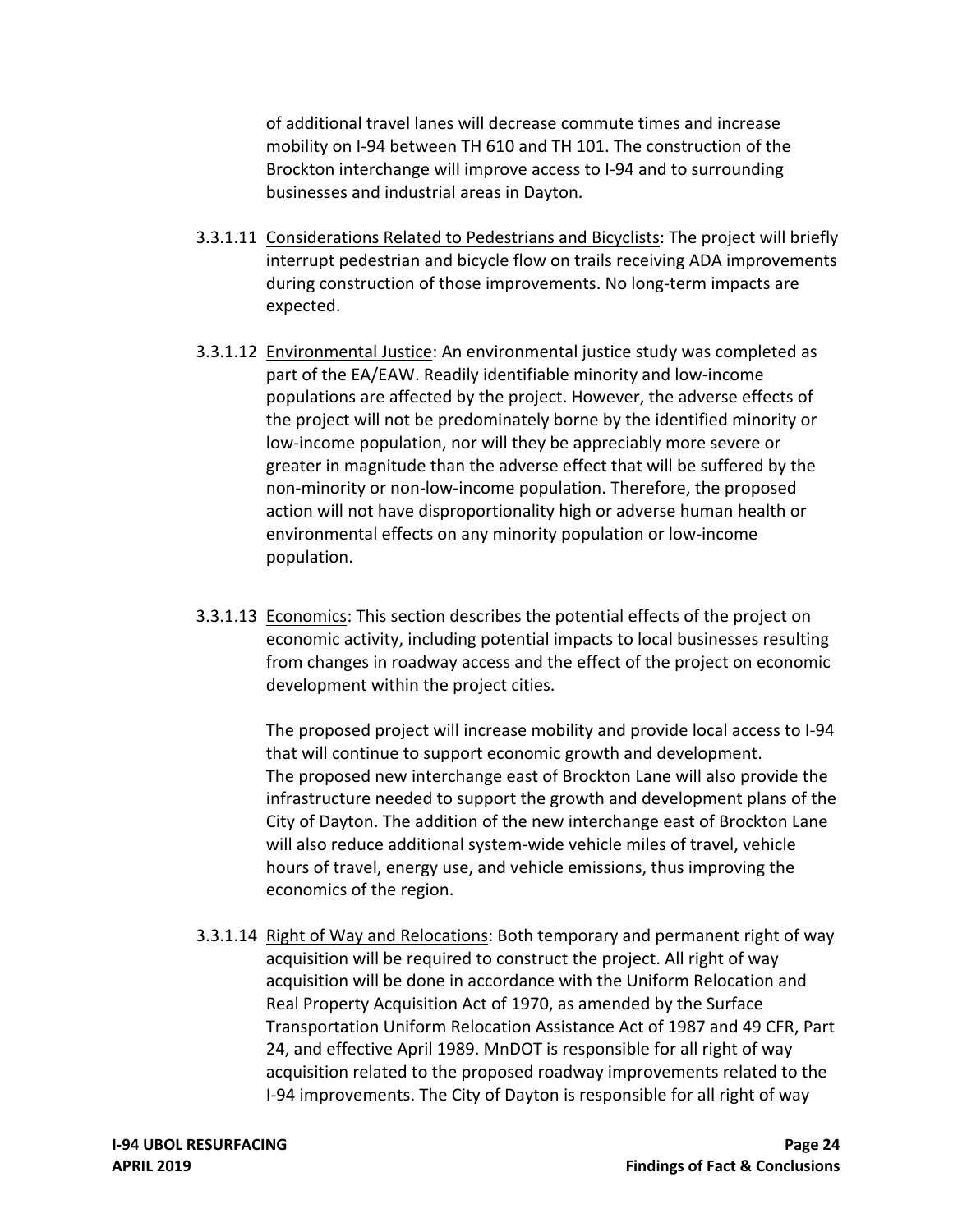of additional travel lanes will decrease commute times and increase mobility on I-94 between TH 610 and TH 101. The construction of the Brockton interchange will improve access to I-94 and to surrounding businesses and industrial areas in Dayton.

3.3.1.11 Considerations Related to Pedestrians and Bicyclists: The project will briefly interrupt pedestrian and bicycle flow on trails receiving ADA improvements during construction of those improvements. No long-term impacts are expected.

3.3.1.12 Environmental Justice: An environmental justice study was completed as part of the EA/EAW. Readily identifiable minority and low-income populations are affected by the project. However, the adverse effects of the project will not be predominately borne by the identified minority or low-income population, nor will they be appreciably more severe or greater in magnitude than the adverse effect that will be suffered by the non-minority or non-low-income population. Therefore, the proposed action will not have disproportionality high or adverse human health or environmental effects on any minority population or low-income population.

3.3.1.13 Economics: This section describes the potential effects of the project on economic activity, including potential impacts to local businesses resulting from changes in roadway access and the effect of the project on economic development within the project cities.

The proposed project will increase mobility and provide local access to I-94 that will continue to support economic growth and development. The proposed new interchange east of Brockton Lane will also provide the infrastructure needed to support the growth and development plans of the City of Dayton. The addition of the new interchange east of Brockton Lane will also reduce additional system-wide vehicle miles of travel, vehicle hours of travel, energy use, and vehicle emissions, thus improving the economics of the region.

3.3.1.14 Right of Way and Relocations: Both temporary and permanent right of way acquisition will be required to construct the project. All right of way acquisition will be done in accordance with the Uniform Relocation and Real Property Acquisition Act of 1970, as amended by the Surface Transportation Uniform Relocation Assistance Act of 1987 and 49 CFR, Part 24, and effective April 1989. MnDOT is responsible for all right of way acquisition related to the proposed roadway improvements related to the I-94 improvements. The City of Dayton is responsible for all right of way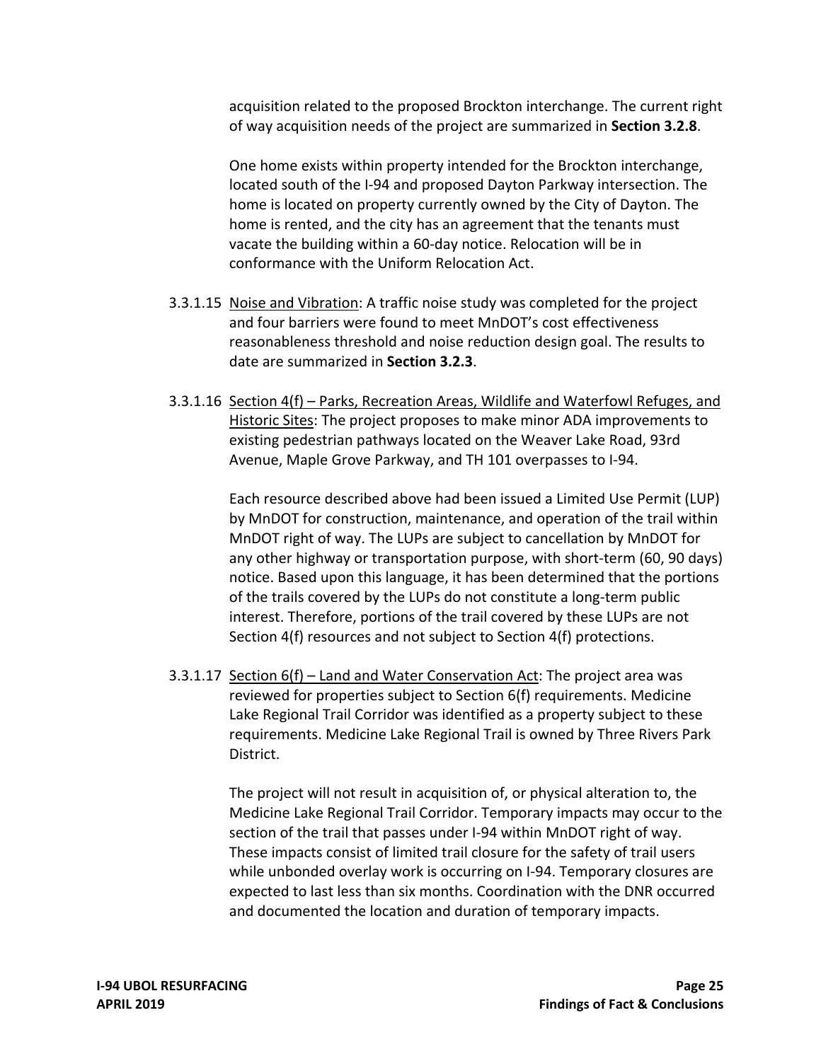acquisition related to the proposed Brockton interchange. The current right of way acquisition needs of the project are summarized in **Section 3.2.8**.

One home exists within property intended for the Brockton interchange, located south of the I-94 and proposed Dayton Parkway intersection. The home is located on property currently owned by the City of Dayton. The home is rented, and the city has an agreement that the tenants must vacate the building within a 60-day notice. Relocation will be in conformance with the Uniform Relocation Act.

3.3.1.15 <u>Noise and Vibration</u>: A traffic noise study was completed for the project and four barriers were found to meet MnDOT's cost effectiveness reasonableness threshold and noise reduction design goal. The results to date are summarized in **Section 3.2.3**.

3.3.1.16 <u>Section 4(f) – Parks, Recreation Areas, Wildlife and Waterfowl Refuges, and Historic Sites</u>: The project proposes to make minor ADA improvements to existing pedestrian pathways located on the Weaver Lake Road, 93rd Avenue, Maple Grove Parkway, and TH 101 overpasses to I-94.

Each resource described above had been issued a Limited Use Permit (LUP) by MnDOT for construction, maintenance, and operation of the trail within MnDOT right of way. The LUPs are subject to cancellation by MnDOT for any other highway or transportation purpose, with short-term (60, 90 days) notice. Based upon this language, it has been determined that the portions of the trails covered by the LUPs do not constitute a long-term public interest. Therefore, portions of the trail covered by these LUPs are not Section 4(f) resources and not subject to Section 4(f) protections.

3.3.1.17 <u>Section 6(f) – Land and Water Conservation Act</u>: The project area was reviewed for properties subject to Section 6(f) requirements. Medicine Lake Regional Trail Corridor was identified as a property subject to these requirements. Medicine Lake Regional Trail is owned by Three Rivers Park District.

The project will not result in acquisition of, or physical alteration to, the Medicine Lake Regional Trail Corridor. Temporary impacts may occur to the section of the trail that passes under I-94 within MnDOT right of way. These impacts consist of limited trail closure for the safety of trail users while unbonded overlay work is occurring on I-94. Temporary closures are expected to last less than six months. Coordination with the DNR occurred and documented the location and duration of temporary impacts.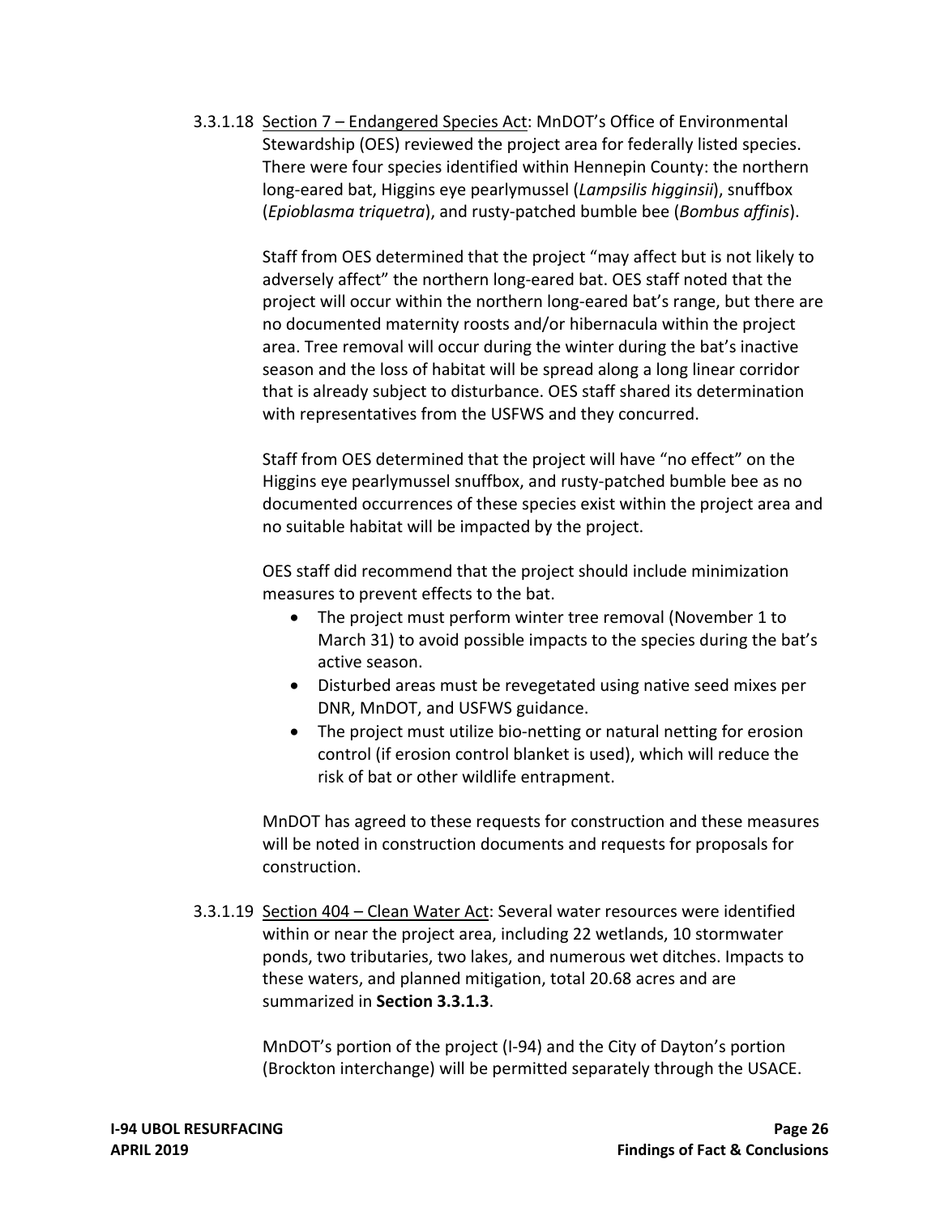3.3.1.18 Section 7 – Endangered Species Act: MnDOT's Office of Environmental Stewardship (OES) reviewed the project area for federally listed species. There were four species identified within Hennepin County: the northern long-eared bat, Higgins eye pearlymussel (*Lampsilis higginsii*), snuffbox (*Epioblasma triquetra*), and rusty-patched bumble bee (*Bombus affinis*).

Staff from OES determined that the project "may affect but is not likely to adversely affect" the northern long-eared bat. OES staff noted that the project will occur within the northern long-eared bat's range, but there are no documented maternity roosts and/or hibernacula within the project area. Tree removal will occur during the winter during the bat's inactive season and the loss of habitat will be spread along a long linear corridor that is already subject to disturbance. OES staff shared its determination with representatives from the USFWS and they concurred.

Staff from OES determined that the project will have "no effect" on the Higgins eye pearlymussel snuffbox, and rusty-patched bumble bee as no documented occurrences of these species exist within the project area and no suitable habitat will be impacted by the project.

OES staff did recommend that the project should include minimization measures to prevent effects to the bat.

- The project must perform winter tree removal (November 1 to March 31) to avoid possible impacts to the species during the bat's active season.
- Disturbed areas must be revegetated using native seed mixes per DNR, MnDOT, and USFWS guidance.
- The project must utilize bio-netting or natural netting for erosion control (if erosion control blanket is used), which will reduce the risk of bat or other wildlife entrapment.

MnDOT has agreed to these requests for construction and these measures will be noted in construction documents and requests for proposals for construction.

3.3.1.19 Section 404 – Clean Water Act: Several water resources were identified within or near the project area, including 22 wetlands, 10 stormwater ponds, two tributaries, two lakes, and numerous wet ditches. Impacts to these waters, and planned mitigation, total 20.68 acres and are summarized in **Section 3.3.1.3**.

MnDOT's portion of the project (I-94) and the City of Dayton's portion (Brockton interchange) will be permitted separately through the USACE.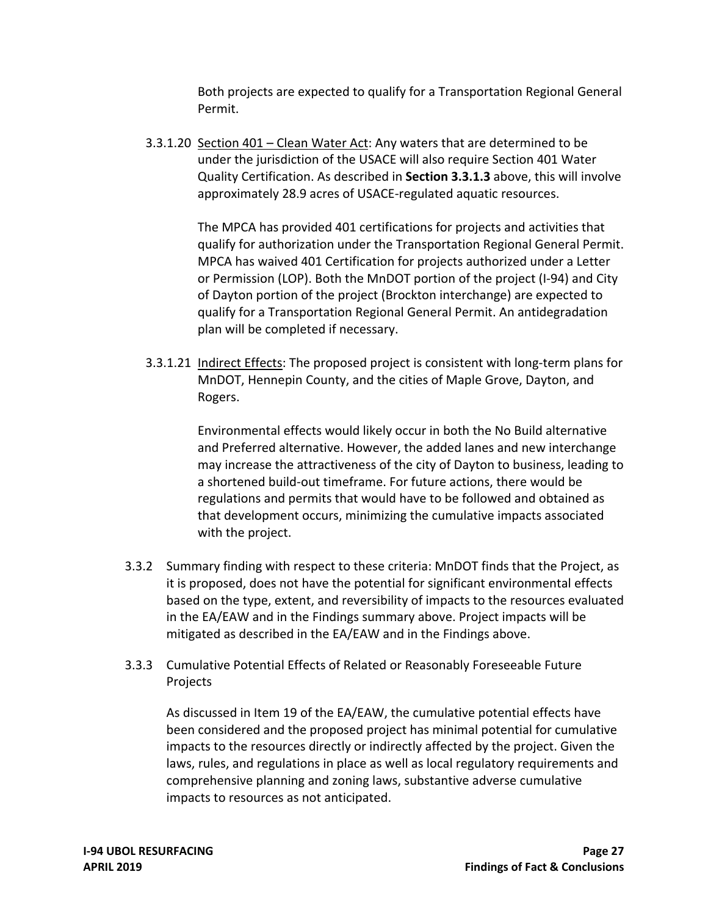Both projects are expected to qualify for a Transportation Regional General Permit.

3.3.1.20 Section 401 – Clean Water Act: Any waters that are determined to be under the jurisdiction of the USACE will also require Section 401 Water Quality Certification. As described in **Section 3.3.1.3** above, this will involve approximately 28.9 acres of USACE-regulated aquatic resources.

The MPCA has provided 401 certifications for projects and activities that qualify for authorization under the Transportation Regional General Permit. MPCA has waived 401 Certification for projects authorized under a Letter or Permission (LOP). Both the MnDOT portion of the project (I-94) and City of Dayton portion of the project (Brockton interchange) are expected to qualify for a Transportation Regional General Permit. An antidegradation plan will be completed if necessary.

3.3.1.21 Indirect Effects: The proposed project is consistent with long-term plans for MnDOT, Hennepin County, and the cities of Maple Grove, Dayton, and Rogers.

Environmental effects would likely occur in both the No Build alternative and Preferred alternative. However, the added lanes and new interchange may increase the attractiveness of the city of Dayton to business, leading to a shortened build-out timeframe. For future actions, there would be regulations and permits that would have to be followed and obtained as that development occurs, minimizing the cumulative impacts associated with the project.

3.3.2 Summary finding with respect to these criteria: MnDOT finds that the Project, as it is proposed, does not have the potential for significant environmental effects based on the type, extent, and reversibility of impacts to the resources evaluated in the EA/EAW and in the Findings summary above. Project impacts will be mitigated as described in the EA/EAW and in the Findings above.

3.3.3 Cumulative Potential Effects of Related or Reasonably Foreseeable Future Projects

As discussed in Item 19 of the EA/EAW, the cumulative potential effects have been considered and the proposed project has minimal potential for cumulative impacts to the resources directly or indirectly affected by the project. Given the laws, rules, and regulations in place as well as local regulatory requirements and comprehensive planning and zoning laws, substantive adverse cumulative impacts to resources as not anticipated.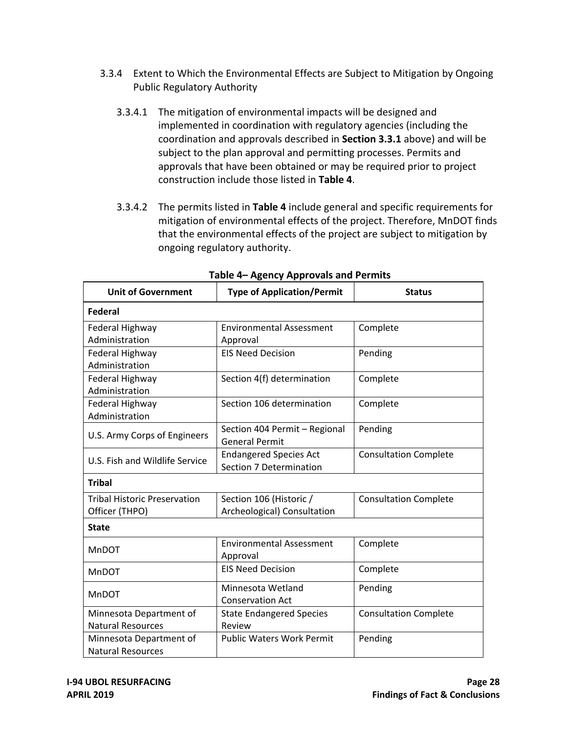### 3.3.4 Extent to Which the Environmental Effects are Subject to Mitigation by Ongoing Public Regulatory Authority

3.3.4.1 The mitigation of environmental impacts will be designed and implemented in coordination with regulatory agencies (including the coordination and approvals described in **Section 3.3.1** above) and will be subject to the plan approval and permitting processes. Permits and approvals that have been obtained or may be required prior to project construction include those listed in **Table 4**.

3.3.4.2 The permits listed in **Table 4** include general and specific requirements for mitigation of environmental effects of the project. Therefore, MnDOT finds that the environmental effects of the project are subject to mitigation by ongoing regulatory authority.

**Table 4– Agency Approvals and Permits**

| Unit of Government | Type of Application/Permit | Status |
|---|---|---|
| **Federal** | | |
| Federal Highway Administration | Environmental Assessment Approval | Complete |
| Federal Highway Administration | EIS Need Decision | Pending |
| Federal Highway Administration | Section 4(f) determination | Complete |
| Federal Highway Administration | Section 106 determination | Complete |
| U.S. Army Corps of Engineers | Section 404 Permit – Regional General Permit | Pending |
| U.S. Fish and Wildlife Service | Endangered Species Act Section 7 Determination | Consultation Complete |
| **Tribal** | | |
| Tribal Historic Preservation Officer (THPO) | Section 106 (Historic / Archeological) Consultation | Consultation Complete |
| **State** | | |
| MnDOT | Environmental Assessment Approval | Complete |
| MnDOT | EIS Need Decision | Complete |
| MnDOT | Minnesota Wetland Conservation Act | Pending |
| Minnesota Department of Natural Resources | State Endangered Species Review | Consultation Complete |
| Minnesota Department of Natural Resources | Public Waters Work Permit | Pending |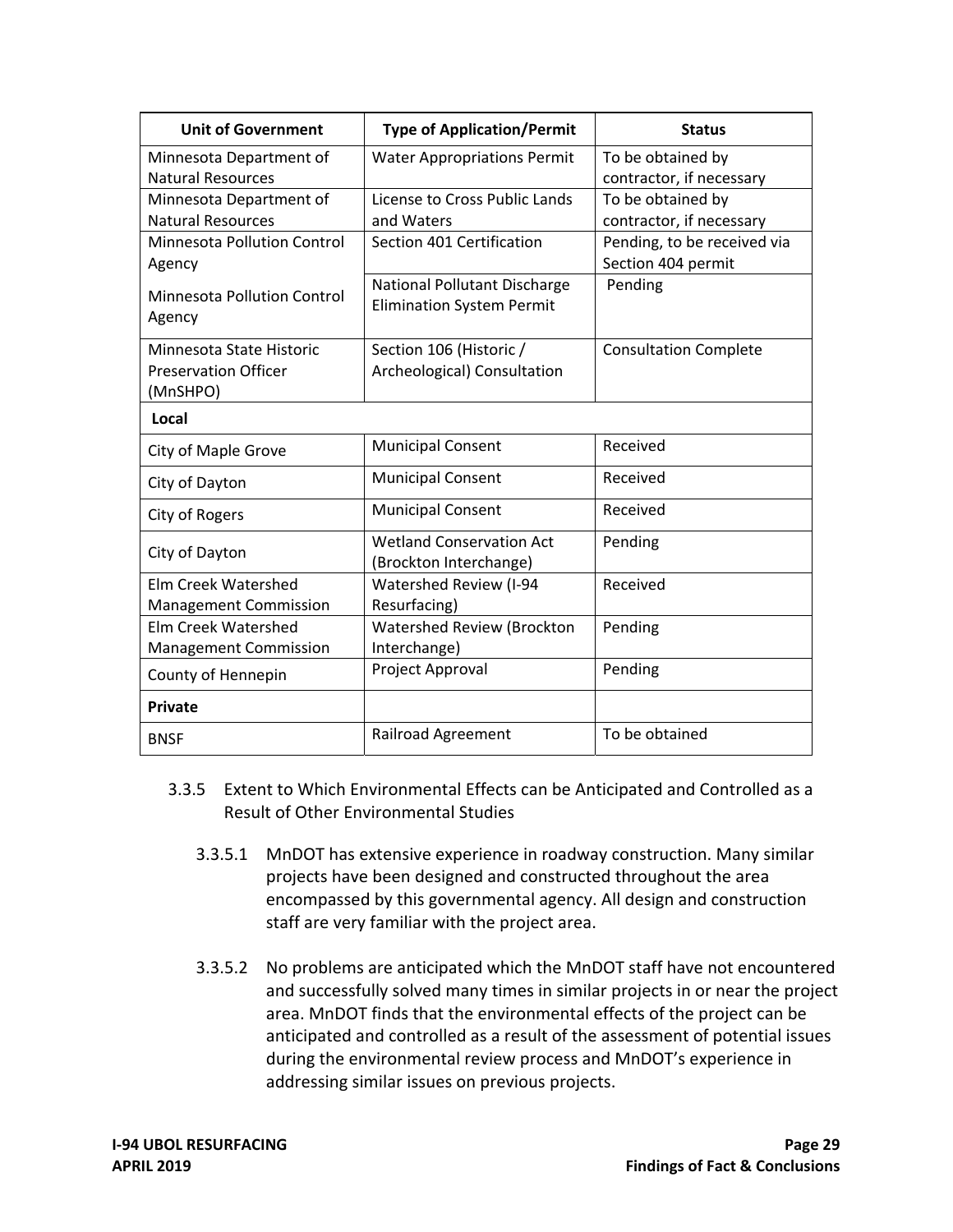| Unit of Government | Type of Application/Permit | Status |
|---|---|---|
| Minnesota Department of Natural Resources | Water Appropriations Permit | To be obtained by contractor, if necessary |
| Minnesota Department of Natural Resources | License to Cross Public Lands and Waters | To be obtained by contractor, if necessary |
| Minnesota Pollution Control Agency | Section 401 Certification | Pending, to be received via Section 404 permit |
| Minnesota Pollution Control Agency | National Pollutant Discharge Elimination System Permit | Pending |
| Minnesota State Historic Preservation Officer (MnSHPO) | Section 106 (Historic / Archeological) Consultation | Consultation Complete |
| **Local** | | |
| City of Maple Grove | Municipal Consent | Received |
| City of Dayton | Municipal Consent | Received |
| City of Rogers | Municipal Consent | Received |
| City of Dayton | Wetland Conservation Act (Brockton Interchange) | Pending |
| Elm Creek Watershed Management Commission | Watershed Review (I-94 Resurfacing) | Received |
| Elm Creek Watershed Management Commission | Watershed Review (Brockton Interchange) | Pending |
| County of Hennepin | Project Approval | Pending |
| **Private** | | |
| BNSF | Railroad Agreement | To be obtained |

3.3.5 Extent to Which Environmental Effects can be Anticipated and Controlled as a Result of Other Environmental Studies

3.3.5.1 MnDOT has extensive experience in roadway construction. Many similar projects have been designed and constructed throughout the area encompassed by this governmental agency. All design and construction staff are very familiar with the project area.

3.3.5.2 No problems are anticipated which the MnDOT staff have not encountered and successfully solved many times in similar projects in or near the project area. MnDOT finds that the environmental effects of the project can be anticipated and controlled as a result of the assessment of potential issues during the environmental review process and MnDOT's experience in addressing similar issues on previous projects.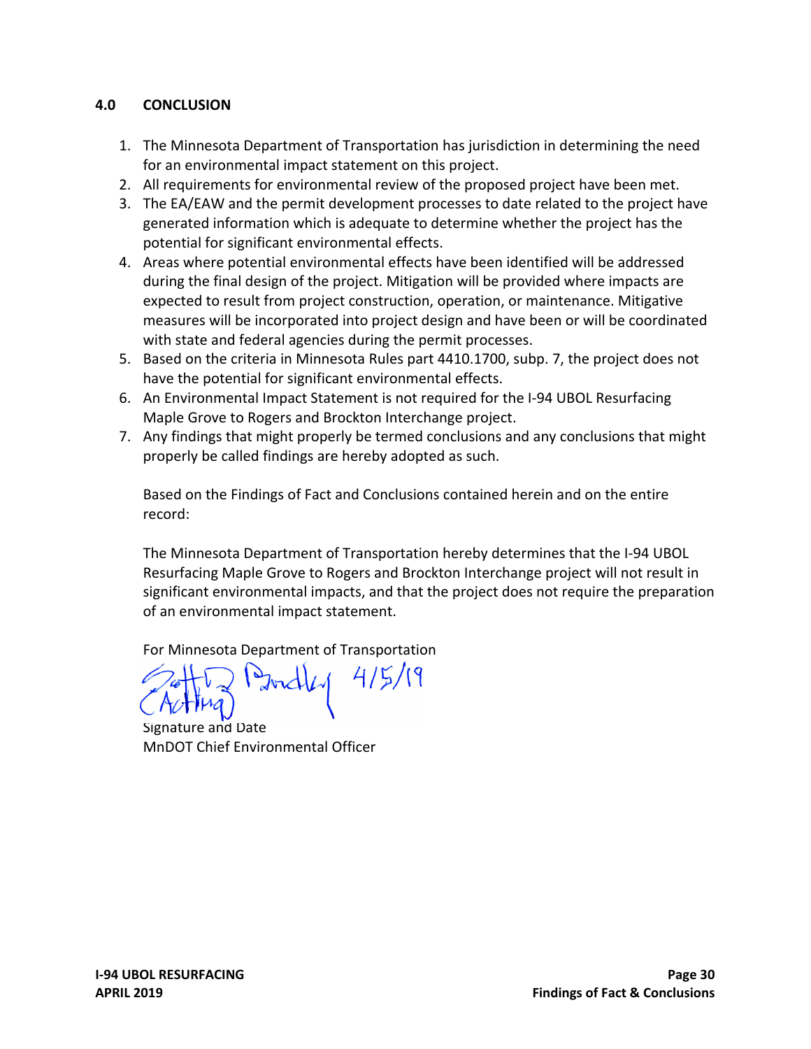## 4.0 CONCLUSION

1. The Minnesota Department of Transportation has jurisdiction in determining the need for an environmental impact statement on this project.
2. All requirements for environmental review of the proposed project have been met.
3. The EA/EAW and the permit development processes to date related to the project have generated information which is adequate to determine whether the project has the potential for significant environmental effects.
4. Areas where potential environmental effects have been identified will be addressed during the final design of the project. Mitigation will be provided where impacts are expected to result from project construction, operation, or maintenance. Mitigative measures will be incorporated into project design and have been or will be coordinated with state and federal agencies during the permit processes.
5. Based on the criteria in Minnesota Rules part 4410.1700, subp. 7, the project does not have the potential for significant environmental effects.
6. An Environmental Impact Statement is not required for the I-94 UBOL Resurfacing Maple Grove to Rogers and Brockton Interchange project.
7. Any findings that might properly be termed conclusions and any conclusions that might properly be called findings are hereby adopted as such.

Based on the Findings of Fact and Conclusions contained herein and on the entire record:

The Minnesota Department of Transportation hereby determines that the I-94 UBOL Resurfacing Maple Grove to Rogers and Brockton Interchange project will not result in significant environmental impacts, and that the project does not require the preparation of an environmental impact statement.

For Minnesota Department of Transportation

Scott D. Bradley (Acting) 4/5/19

Signature and Date
MnDOT Chief Environmental Officer